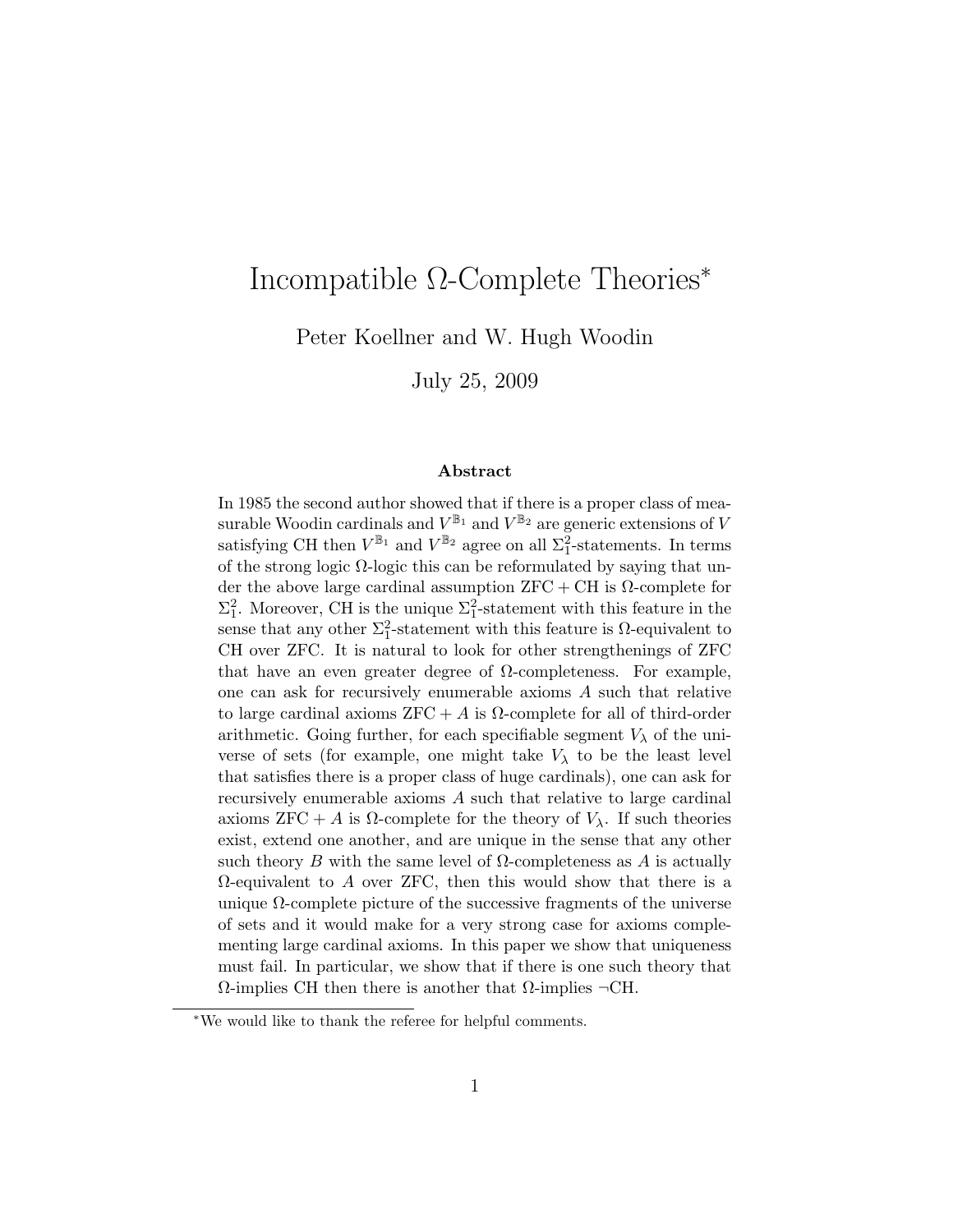# Incompatible $\Omega$-Complete Theories*

Peter Koellner and W. Hugh Woodin

July 25, 2009

### Abstract

In 1985 the second author showed that if there is a proper class of measurable Woodin cardinals and $V^{\mathbb{B}_1}$ and $V^{\mathbb{B}_2}$ are generic extensions of $V$ satisfying CH then $V^{\mathbb{B}_1}$ and $V^{\mathbb{B}_2}$ agree on all $\Sigma^2_1$-statements. In terms of the strong logic $\Omega$-logic this can be reformulated by saying that under the above large cardinal assumption $\mathrm{ZFC} + \mathrm{CH}$ is $\Omega$-complete for $\Sigma^2_1$. Moreover, CH is the unique $\Sigma^2_1$-statement with this feature in the sense that any other $\Sigma^2_1$-statement with this feature is $\Omega$-equivalent to CH over ZFC. It is natural to look for other strengthenings of ZFC that have an even greater degree of $\Omega$-completeness. For example, one can ask for recursively enumerable axioms $A$ such that relative to large cardinal axioms $\mathrm{ZFC} + A$ is $\Omega$-complete for all of third-order arithmetic. Going further, for each specifiable segment $V_\lambda$ of the universe of sets (for example, one might take $V_\lambda$ to be the least level that satisfies there is a proper class of huge cardinals), one can ask for recursively enumerable axioms $A$ such that relative to large cardinal axioms $\mathrm{ZFC} + A$ is $\Omega$-complete for the theory of $V_\lambda$. If such theories exist, extend one another, and are unique in the sense that any other such theory $B$ with the same level of $\Omega$-completeness as $A$ is actually $\Omega$-equivalent to $A$ over ZFC, then this would show that there is a unique $\Omega$-complete picture of the successive fragments of the universe of sets and it would make for a very strong case for axioms complementing large cardinal axioms. In this paper we show that uniqueness must fail. In particular, we show that if there is one such theory that $\Omega$-implies CH then there is another that $\Omega$-implies $\neg$CH.

*We would like to thank the referee for helpful comments.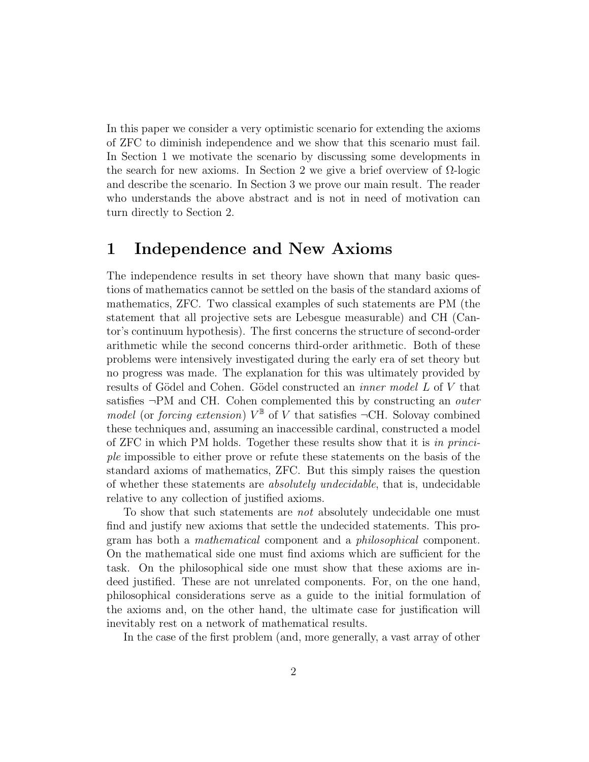In this paper we consider a very optimistic scenario for extending the axioms of ZFC to diminish independence and we show that this scenario must fail. In Section 1 we motivate the scenario by discussing some developments in the search for new axioms. In Section 2 we give a brief overview of $\Omega$-logic and describe the scenario. In Section 3 we prove our main result. The reader who understands the above abstract and is not in need of motivation can turn directly to Section 2.

# 1 Independence and New Axioms

The independence results in set theory have shown that many basic questions of mathematics cannot be settled on the basis of the standard axioms of mathematics, ZFC. Two classical examples of such statements are PM (the statement that all projective sets are Lebesgue measurable) and CH (Cantor's continuum hypothesis). The first concerns the structure of second-order arithmetic while the second concerns third-order arithmetic. Both of these problems were intensively investigated during the early era of set theory but no progress was made. The explanation for this was ultimately provided by results of Gödel and Cohen. Gödel constructed an *inner model* $L$ of $V$ that satisfies $\neg$PM and CH. Cohen complemented this by constructing an *outer model* (or *forcing extension*) $V^{\mathbb{B}}$ of $V$ that satisfies $\neg$CH. Solovay combined these techniques and, assuming an inaccessible cardinal, constructed a model of ZFC in which PM holds. Together these results show that it is *in principle* impossible to either prove or refute these statements on the basis of the standard axioms of mathematics, ZFC. But this simply raises the question of whether these statements are *absolutely undecidable*, that is, undecidable relative to any collection of justified axioms.

To show that such statements are *not* absolutely undecidable one must find and justify new axioms that settle the undecided statements. This program has both a *mathematical* component and a *philosophical* component. On the mathematical side one must find axioms which are sufficient for the task. On the philosophical side one must show that these axioms are indeed justified. These are not unrelated components. For, on the one hand, philosophical considerations serve as a guide to the initial formulation of the axioms and, on the other hand, the ultimate case for justification will inevitably rest on a network of mathematical results.

In the case of the first problem (and, more generally, a vast array of other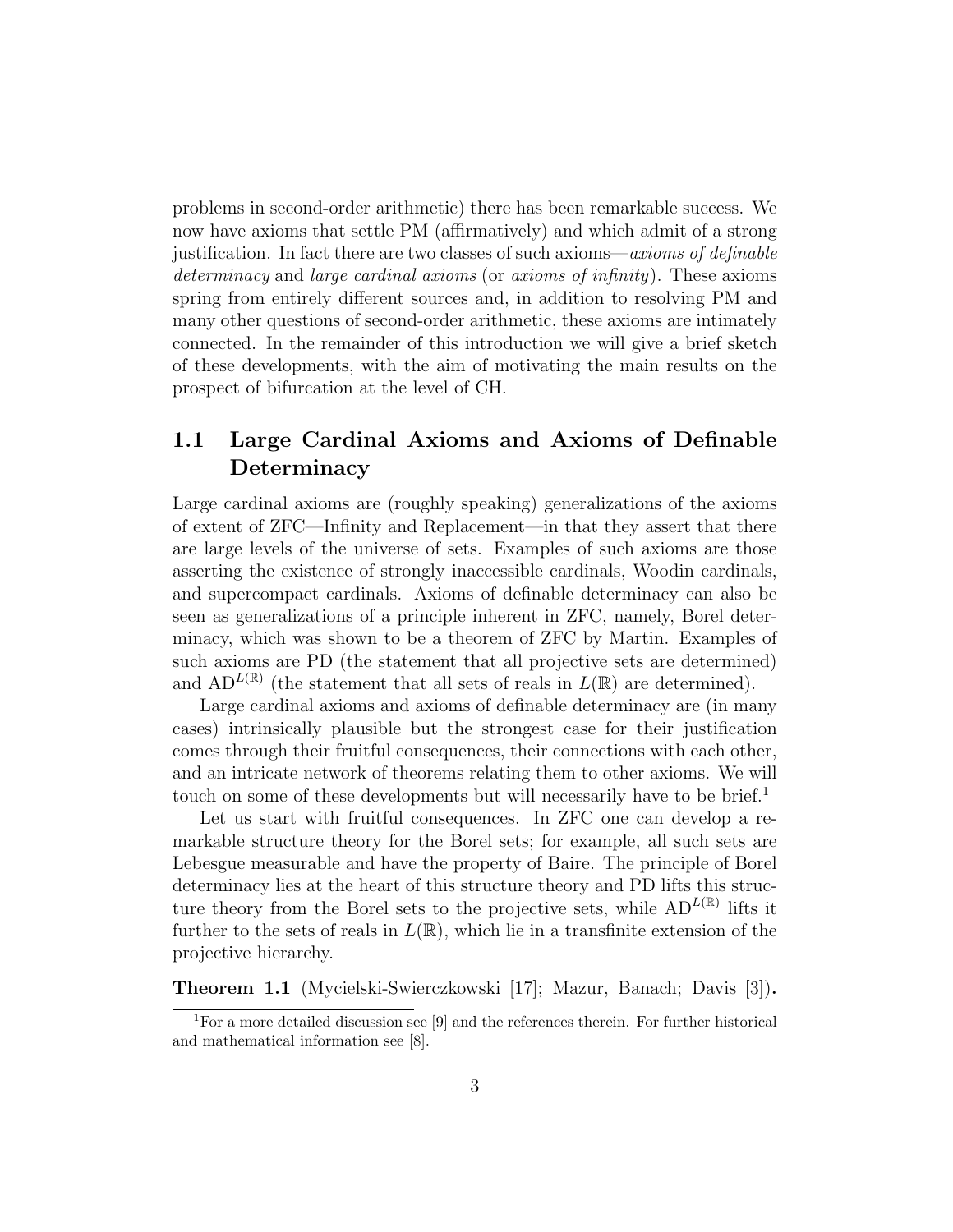problems in second-order arithmetic) there has been remarkable success. We now have axioms that settle PM (affirmatively) and which admit of a strong justification. In fact there are two classes of such axioms—*axioms of definable determinacy* and *large cardinal axioms* (or *axioms of infinity*). These axioms spring from entirely different sources and, in addition to resolving PM and many other questions of second-order arithmetic, these axioms are intimately connected. In the remainder of this introduction we will give a brief sketch of these developments, with the aim of motivating the main results on the prospect of bifurcation at the level of CH.

## 1.1 Large Cardinal Axioms and Axioms of Definable Determinacy

Large cardinal axioms are (roughly speaking) generalizations of the axioms of extent of ZFC—Infinity and Replacement—in that they assert that there are large levels of the universe of sets. Examples of such axioms are those asserting the existence of strongly inaccessible cardinals, Woodin cardinals, and supercompact cardinals. Axioms of definable determinacy can also be seen as generalizations of a principle inherent in ZFC, namely, Borel determinacy, which was shown to be a theorem of ZFC by Martin. Examples of such axioms are PD (the statement that all projective sets are determined) and $\mathrm{AD}^{L(\mathbb{R})}$ (the statement that all sets of reals in $L(\mathbb{R})$ are determined).

Large cardinal axioms and axioms of definable determinacy are (in many cases) intrinsically plausible but the strongest case for their justification comes through their fruitful consequences, their connections with each other, and an intricate network of theorems relating them to other axioms. We will touch on some of these developments but will necessarily have to be brief.[1]

Let us start with fruitful consequences. In ZFC one can develop a remarkable structure theory for the Borel sets; for example, all such sets are Lebesgue measurable and have the property of Baire. The principle of Borel determinacy lies at the heart of this structure theory and PD lifts this structure theory from the Borel sets to the projective sets, while $\mathrm{AD}^{L(\mathbb{R})}$ lifts it further to the sets of reals in $L(\mathbb{R})$, which lie in a transfinite extension of the projective hierarchy.

**Theorem 1.1** (Mycielski-Swierczkowski [17]; Mazur, Banach; Davis [3])**.**

[1] For a more detailed discussion see [9] and the references therein. For further historical and mathematical information see [8].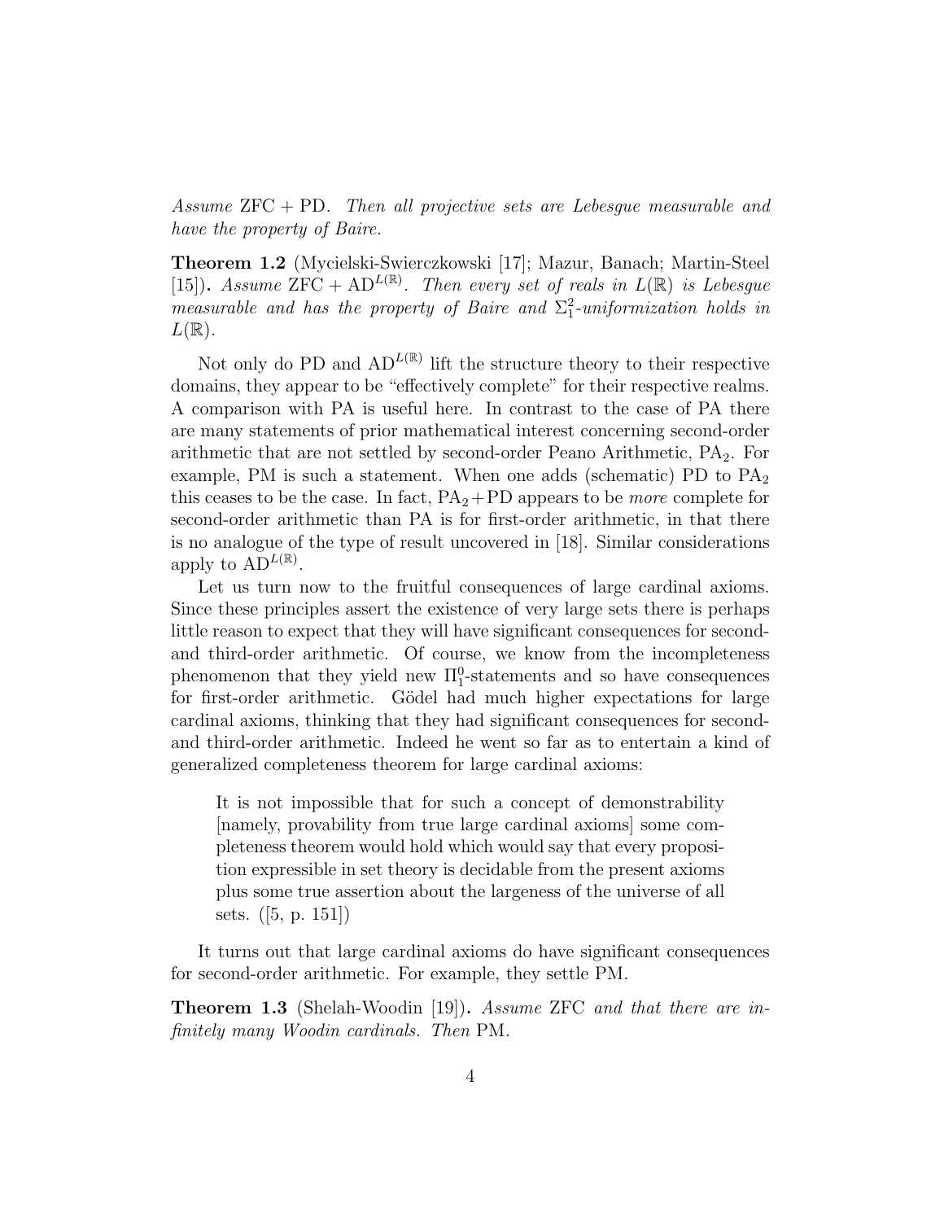*Assume* ZFC + PD*. Then all projective sets are Lebesgue measurable and have the property of Baire.*

**Theorem 1.2** (Mycielski-Swierczkowski [17]; Mazur, Banach; Martin-Steel [15])**.** *Assume* $\mathrm{ZFC} + \mathrm{AD}^{L(\mathbb{R})}$*. Then every set of reals in* $L(\mathbb{R})$ *is Lebesgue measurable and has the property of Baire and* $\Sigma^2_1$*-uniformization holds in* $L(\mathbb{R})$*.*

Not only do PD and $\mathrm{AD}^{L(\mathbb{R})}$ lift the structure theory to their respective domains, they appear to be "effectively complete" for their respective realms. A comparison with PA is useful here. In contrast to the case of PA there are many statements of prior mathematical interest concerning second-order arithmetic that are not settled by second-order Peano Arithmetic, $\mathrm{PA}_2$. For example, PM is such a statement. When one adds (schematic) PD to $\mathrm{PA}_2$ this ceases to be the case. In fact, $\mathrm{PA}_2 + \mathrm{PD}$ appears to be *more* complete for second-order arithmetic than PA is for first-order arithmetic, in that there is no analogue of the type of result uncovered in [18]. Similar considerations apply to $\mathrm{AD}^{L(\mathbb{R})}$.

Let us turn now to the fruitful consequences of large cardinal axioms. Since these principles assert the existence of very large sets there is perhaps little reason to expect that they will have significant consequences for second- and third-order arithmetic. Of course, we know from the incompleteness phenomenon that they yield new $\Pi^0_1$-statements and so have consequences for first-order arithmetic. Gödel had much higher expectations for large cardinal axioms, thinking that they had significant consequences for second- and third-order arithmetic. Indeed he went so far as to entertain a kind of generalized completeness theorem for large cardinal axioms:

> It is not impossible that for such a concept of demonstrability [namely, provability from true large cardinal axioms] some completeness theorem would hold which would say that every proposition expressible in set theory is decidable from the present axioms plus some true assertion about the largeness of the universe of all sets. ([5, p. 151])

It turns out that large cardinal axioms do have significant consequences for second-order arithmetic. For example, they settle PM.

**Theorem 1.3** (Shelah-Woodin [19])**.** *Assume* ZFC *and that there are infinitely many Woodin cardinals. Then* PM*.*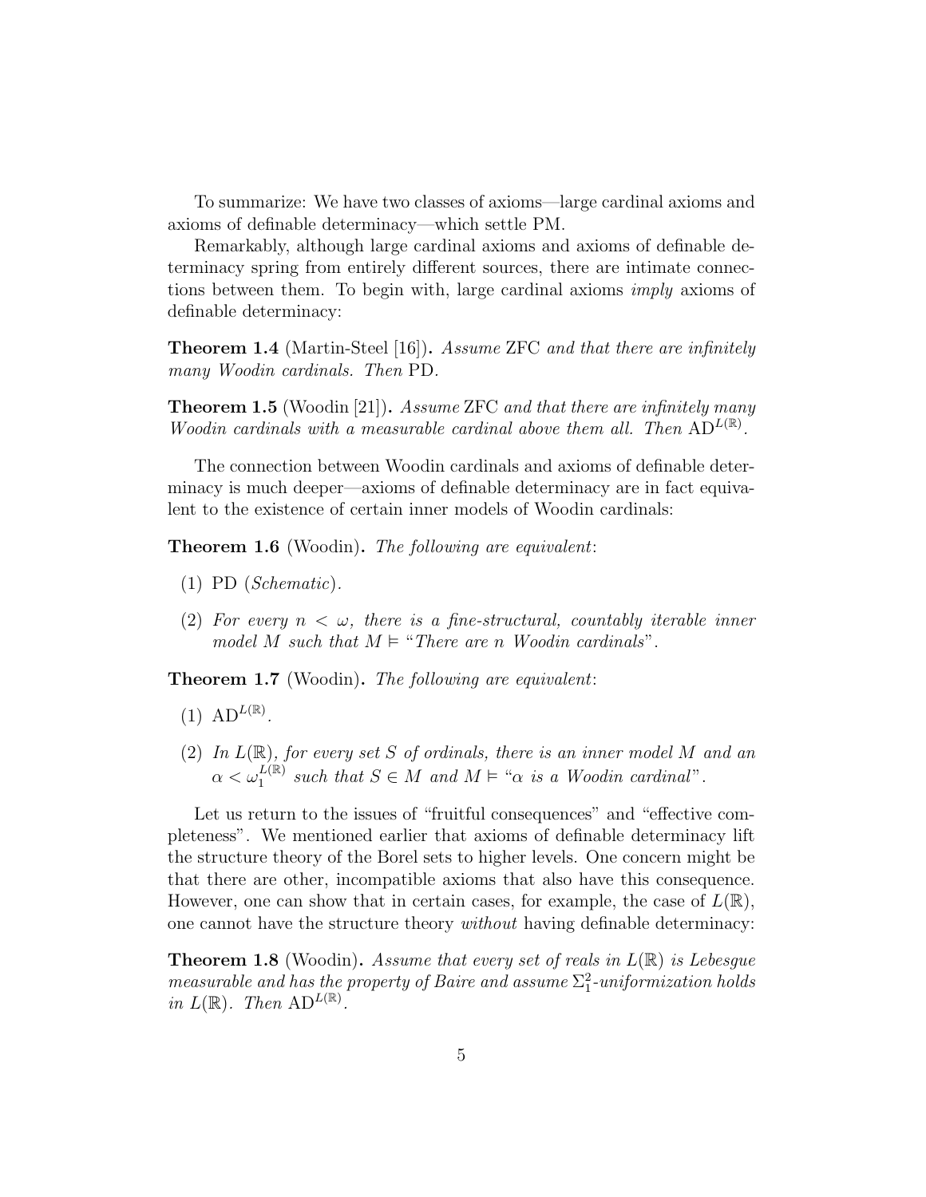To summarize: We have two classes of axioms—large cardinal axioms and axioms of definable determinacy—which settle PM.

Remarkably, although large cardinal axioms and axioms of definable determinacy spring from entirely different sources, there are intimate connections between them. To begin with, large cardinal axioms *imply* axioms of definable determinacy:

**Theorem 1.4** (Martin-Steel [16])**.** *Assume* ZFC *and that there are infinitely many Woodin cardinals. Then* PD*.*

**Theorem 1.5** (Woodin [21])**.** *Assume* ZFC *and that there are infinitely many Woodin cardinals with a measurable cardinal above them all. Then* $\mathrm{AD}^{L(\mathbb{R})}$*.*

The connection between Woodin cardinals and axioms of definable determinacy is much deeper—axioms of definable determinacy are in fact equivalent to the existence of certain inner models of Woodin cardinals:

**Theorem 1.6** (Woodin)**.** *The following are equivalent*:

1. PD (*Schematic*).
2. *For every* $n < \omega$*, there is a fine-structural, countably iterable inner model* $M$ *such that* $M \vDash$ "*There are* $n$ *Woodin cardinals*".

**Theorem 1.7** (Woodin)**.** *The following are equivalent*:

1. $\mathrm{AD}^{L(\mathbb{R})}$.
2. *In* $L(\mathbb{R})$*, for every set* $S$ *of ordinals, there is an inner model* $M$ *and an* $\alpha < \omega_1^{L(\mathbb{R})}$ *such that* $S \in M$ *and* $M \vDash$ "$\alpha$ *is a Woodin cardinal*".

Let us return to the issues of "fruitful consequences" and "effective completeness". We mentioned earlier that axioms of definable determinacy lift the structure theory of the Borel sets to higher levels. One concern might be that there are other, incompatible axioms that also have this consequence. However, one can show that in certain cases, for example, the case of $L(\mathbb{R})$, one cannot have the structure theory *without* having definable determinacy:

**Theorem 1.8** (Woodin)**.** *Assume that every set of reals in* $L(\mathbb{R})$ *is Lebesgue measurable and has the property of Baire and assume* $\Sigma_1^2$*-uniformization holds in* $L(\mathbb{R})$*. Then* $\mathrm{AD}^{L(\mathbb{R})}$*.*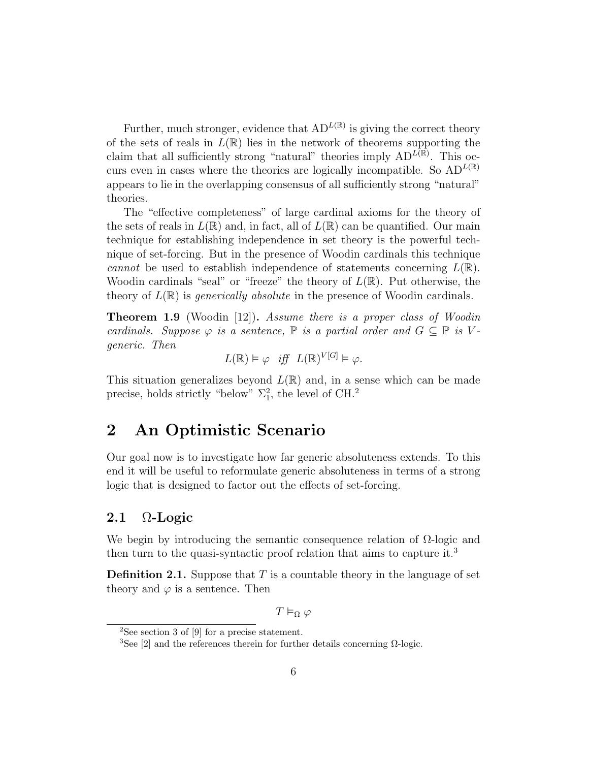Further, much stronger, evidence that $\mathrm{AD}^{L(\mathbb{R})}$ is giving the correct theory of the sets of reals in $L(\mathbb{R})$ lies in the network of theorems supporting the claim that all sufficiently strong "natural" theories imply $\mathrm{AD}^{L(\mathbb{R})}$. This occurs even in cases where the theories are logically incompatible. So $\mathrm{AD}^{L(\mathbb{R})}$ appears to lie in the overlapping consensus of all sufficiently strong "natural" theories.

The "effective completeness" of large cardinal axioms for the theory of the sets of reals in $L(\mathbb{R})$ and, in fact, all of $L(\mathbb{R})$ can be quantified. Our main technique for establishing independence in set theory is the powerful technique of set-forcing. But in the presence of Woodin cardinals this technique *cannot* be used to establish independence of statements concerning $L(\mathbb{R})$. Woodin cardinals "seal" or "freeze" the theory of $L(\mathbb{R})$. Put otherwise, the theory of $L(\mathbb{R})$ is *generically absolute* in the presence of Woodin cardinals.

**Theorem 1.9** (Woodin [12])**.** *Assume there is a proper class of Woodin cardinals. Suppose $\varphi$ is a sentence, $\mathbb{P}$ is a partial order and $G \subseteq \mathbb{P}$ is $V$-generic. Then*

$$L(\mathbb{R}) \vDash \varphi \quad \textit{iff} \quad L(\mathbb{R})^{V[G]} \vDash \varphi.$$

This situation generalizes beyond $L(\mathbb{R})$ and, in a sense which can be made precise, holds strictly "below" $\Sigma^2_1$, the level of CH.[2]

# 2 An Optimistic Scenario

Our goal now is to investigate how far generic absoluteness extends. To this end it will be useful to reformulate generic absoluteness in terms of a strong logic that is designed to factor out the effects of set-forcing.

## 2.1 Ω-Logic

We begin by introducing the semantic consequence relation of Ω-logic and then turn to the quasi-syntactic proof relation that aims to capture it.[3]

**Definition 2.1.** Suppose that $T$ is a countable theory in the language of set theory and $\varphi$ is a sentence. Then

$$T \vDash_{\Omega} \varphi$$

[2] See section 3 of [9] for a precise statement.

[3] See [2] and the references therein for further details concerning Ω-logic.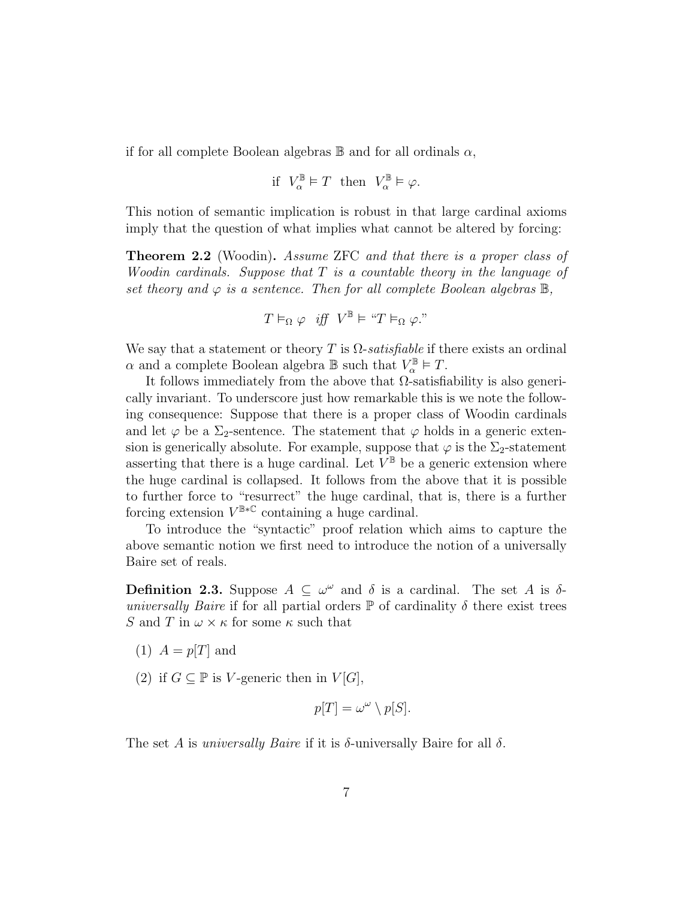if for all complete Boolean algebras $\mathbb{B}$ and for all ordinals $\alpha$,

$$\text{if } V_\alpha^{\mathbb{B}} \models T \text{ then } V_\alpha^{\mathbb{B}} \models \varphi.$$

This notion of semantic implication is robust in that large cardinal axioms imply that the question of what implies what cannot be altered by forcing:

**Theorem 2.2** (Woodin)**.** *Assume* ZFC *and that there is a proper class of Woodin cardinals. Suppose that $T$ is a countable theory in the language of set theory and $\varphi$ is a sentence. Then for all complete Boolean algebras $\mathbb{B}$,*

$$T \models_\Omega \varphi \quad \textit{iff} \quad V^{\mathbb{B}} \models \text{“}T \models_\Omega \varphi.\text{”}$$

We say that a statement or theory $T$ is *$\Omega$-satisfiable* if there exists an ordinal $\alpha$ and a complete Boolean algebra $\mathbb{B}$ such that $V_\alpha^{\mathbb{B}} \models T$.

It follows immediately from the above that $\Omega$-satisfiability is also generically invariant. To underscore just how remarkable this is we note the following consequence: Suppose that there is a proper class of Woodin cardinals and let $\varphi$ be a $\Sigma_2$-sentence. The statement that $\varphi$ holds in a generic extension is generically absolute. For example, suppose that $\varphi$ is the $\Sigma_2$-statement asserting that there is a huge cardinal. Let $V^{\mathbb{B}}$ be a generic extension where the huge cardinal is collapsed. It follows from the above that it is possible to further force to “resurrect” the huge cardinal, that is, there is a further forcing extension $V^{\mathbb{B}*\mathbb{C}}$ containing a huge cardinal.

To introduce the “syntactic” proof relation which aims to capture the above semantic notion we first need to introduce the notion of a universally Baire set of reals.

**Definition 2.3.** Suppose $A \subseteq \omega^\omega$ and $\delta$ is a cardinal. The set $A$ is *$\delta$-universally Baire* if for all partial orders $\mathbb{P}$ of cardinality $\delta$ there exist trees $S$ and $T$ in $\omega \times \kappa$ for some $\kappa$ such that

(1) $A = p[T]$ and

(2) if $G \subseteq \mathbb{P}$ is $V$-generic then in $V[G]$,

$$p[T] = \omega^\omega \setminus p[S].$$

The set $A$ is *universally Baire* if it is $\delta$-universally Baire for all $\delta$.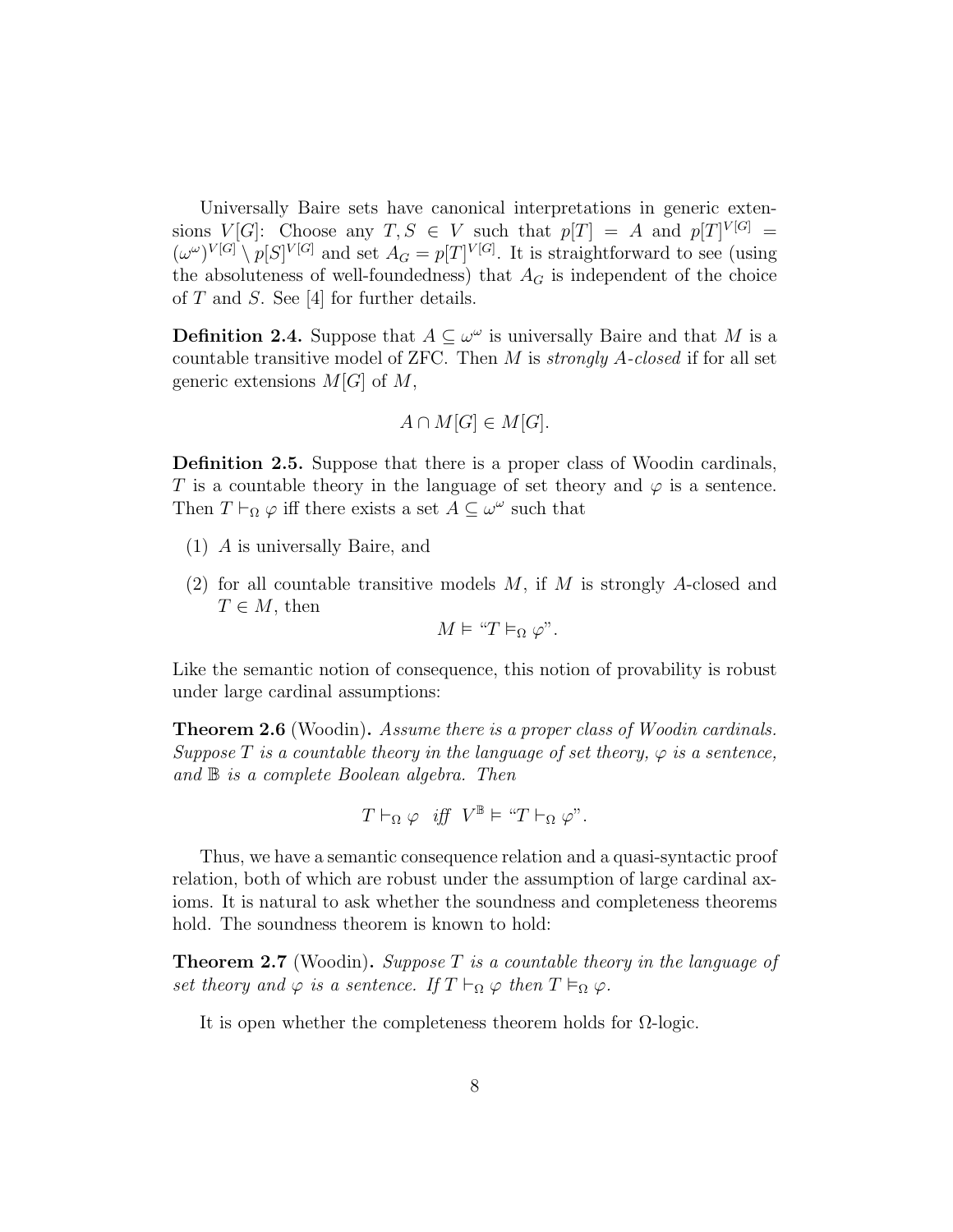Universally Baire sets have canonical interpretations in generic extensions $V[G]$: Choose any $T, S \in V$ such that $p[T] = A$ and $p[T]^{V[G]} = (\omega^\omega)^{V[G]} \setminus p[S]^{V[G]}$ and set $A_G = p[T]^{V[G]}$. It is straightforward to see (using the absoluteness of well-foundedness) that $A_G$ is independent of the choice of $T$ and $S$. See [4] for further details.

**Definition 2.4.** Suppose that $A \subseteq \omega^\omega$ is universally Baire and that $M$ is a countable transitive model of ZFC. Then $M$ is *strongly $A$-closed* if for all set generic extensions $M[G]$ of $M$,

$$A \cap M[G] \in M[G].$$

**Definition 2.5.** Suppose that there is a proper class of Woodin cardinals, $T$ is a countable theory in the language of set theory and $\varphi$ is a sentence. Then $T \vdash_\Omega \varphi$ iff there exists a set $A \subseteq \omega^\omega$ such that

(1) $A$ is universally Baire, and

(2) for all countable transitive models $M$, if $M$ is strongly $A$-closed and $T \in M$, then

$$M \vDash \text{“}T \vDash_\Omega \varphi\text{”}.$$

Like the semantic notion of consequence, this notion of provability is robust under large cardinal assumptions:

**Theorem 2.6** (Woodin)**.** *Assume there is a proper class of Woodin cardinals. Suppose $T$ is a countable theory in the language of set theory, $\varphi$ is a sentence, and $\mathbb{B}$ is a complete Boolean algebra. Then*

$$T \vdash_\Omega \varphi \quad \textit{iff} \quad V^{\mathbb{B}} \vDash \text{“}T \vdash_\Omega \varphi\text{”}.$$

Thus, we have a semantic consequence relation and a quasi-syntactic proof relation, both of which are robust under the assumption of large cardinal axioms. It is natural to ask whether the soundness and completeness theorems hold. The soundness theorem is known to hold:

**Theorem 2.7** (Woodin)**.** *Suppose $T$ is a countable theory in the language of set theory and $\varphi$ is a sentence. If $T \vdash_\Omega \varphi$ then $T \vDash_\Omega \varphi$.*

It is open whether the completeness theorem holds for $\Omega$-logic.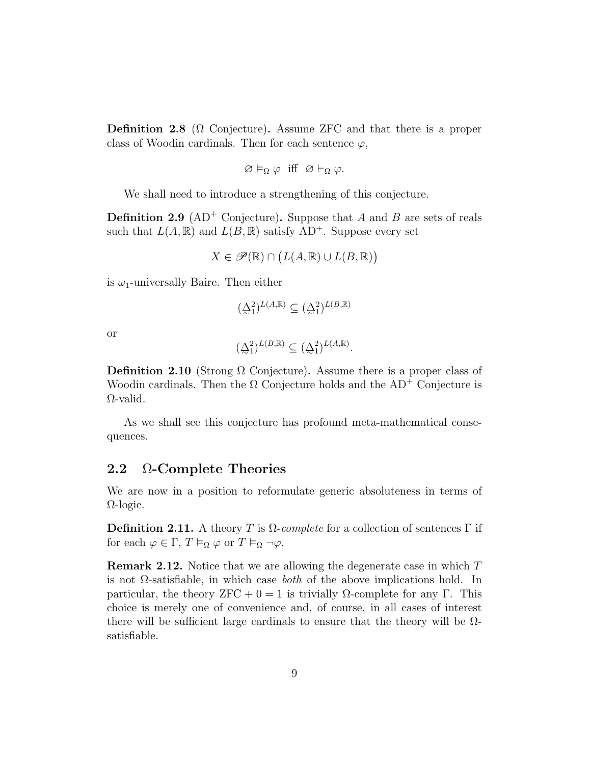**Definition 2.8** (Ω Conjecture)**.** Assume ZFC and that there is a proper class of Woodin cardinals. Then for each sentence $\varphi$,

$$\varnothing \models_\Omega \varphi \text{ iff } \varnothing \vdash_\Omega \varphi.$$

We shall need to introduce a strengthening of this conjecture.

**Definition 2.9** ($\mathrm{AD}^+$ Conjecture)**.** Suppose that $A$ and $B$ are sets of reals such that $L(A, \mathbb{R})$ and $L(B, \mathbb{R})$ satisfy $\mathrm{AD}^+$. Suppose every set

$$X \in \mathscr{P}(\mathbb{R}) \cap \big(L(A, \mathbb{R}) \cup L(B, \mathbb{R})\big)$$

is $\omega_1$-universally Baire. Then either

$$(\underset{\sim}{\Delta}^2_1)^{L(A,\mathbb{R})} \subseteq (\underset{\sim}{\Delta}^2_1)^{L(B,\mathbb{R})}$$

or

$$(\underset{\sim}{\Delta}^2_1)^{L(B,\mathbb{R})} \subseteq (\underset{\sim}{\Delta}^2_1)^{L(A,\mathbb{R})}.$$

**Definition 2.10** (Strong Ω Conjecture)**.** Assume there is a proper class of Woodin cardinals. Then the Ω Conjecture holds and the $\mathrm{AD}^+$ Conjecture is Ω-valid.

As we shall see this conjecture has profound meta-mathematical consequences.

## 2.2 Ω-Complete Theories

We are now in a position to reformulate generic absoluteness in terms of Ω-logic.

**Definition 2.11.** A theory $T$ is *Ω-complete* for a collection of sentences $\Gamma$ if for each $\varphi \in \Gamma$, $T \models_\Omega \varphi$ or $T \models_\Omega \neg\varphi$.

**Remark 2.12.** Notice that we are allowing the degenerate case in which $T$ is not Ω-satisfiable, in which case *both* of the above implications hold. In particular, the theory $\mathrm{ZFC} + 0 = 1$ is trivially Ω-complete for any $\Gamma$. This choice is merely one of convenience and, of course, in all cases of interest there will be sufficient large cardinals to ensure that the theory will be Ω-satisfiable.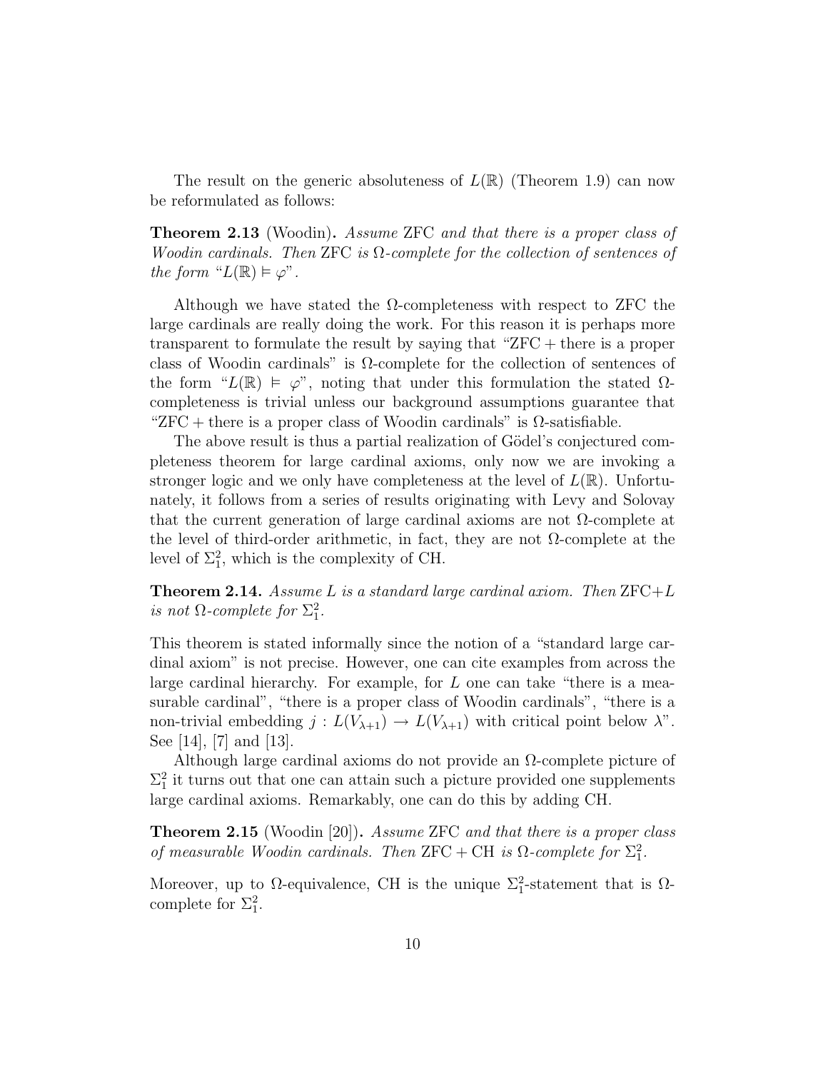The result on the generic absoluteness of $L(\mathbb{R})$ (Theorem 1.9) can now be reformulated as follows:

**Theorem 2.13** (Woodin)**.** *Assume* ZFC *and that there is a proper class of Woodin cardinals. Then* ZFC *is* $\Omega$*-complete for the collection of sentences of the form "*$L(\mathbb{R}) \vDash \varphi$*".*

Although we have stated the $\Omega$-completeness with respect to ZFC the large cardinals are really doing the work. For this reason it is perhaps more transparent to formulate the result by saying that "ZFC + there is a proper class of Woodin cardinals" is $\Omega$-complete for the collection of sentences of the form "$L(\mathbb{R}) \vDash \varphi$", noting that under this formulation the stated $\Omega$-completeness is trivial unless our background assumptions guarantee that "ZFC + there is a proper class of Woodin cardinals" is $\Omega$-satisfiable.

The above result is thus a partial realization of Gödel's conjectured completeness theorem for large cardinal axioms, only now we are invoking a stronger logic and we only have completeness at the level of $L(\mathbb{R})$. Unfortunately, it follows from a series of results originating with Levy and Solovay that the current generation of large cardinal axioms are not $\Omega$-complete at the level of third-order arithmetic, in fact, they are not $\Omega$-complete at the level of $\Sigma^2_1$, which is the complexity of CH.

**Theorem 2.14.** *Assume $L$ is a standard large cardinal axiom. Then* ZFC+$L$ *is not* $\Omega$*-complete for* $\Sigma^2_1$*.*

This theorem is stated informally since the notion of a "standard large cardinal axiom" is not precise. However, one can cite examples from across the large cardinal hierarchy. For example, for $L$ one can take "there is a measurable cardinal", "there is a proper class of Woodin cardinals", "there is a non-trivial embedding $j : L(V_{\lambda+1}) \to L(V_{\lambda+1})$ with critical point below $\lambda$". See [14], [7] and [13].

Although large cardinal axioms do not provide an $\Omega$-complete picture of $\Sigma^2_1$ it turns out that one can attain such a picture provided one supplements large cardinal axioms. Remarkably, one can do this by adding CH.

**Theorem 2.15** (Woodin [20])**.** *Assume* ZFC *and that there is a proper class of measurable Woodin cardinals. Then* ZFC + CH *is* $\Omega$*-complete for* $\Sigma^2_1$*.*

Moreover, up to $\Omega$-equivalence, CH is the unique $\Sigma^2_1$-statement that is $\Omega$-complete for $\Sigma^2_1$.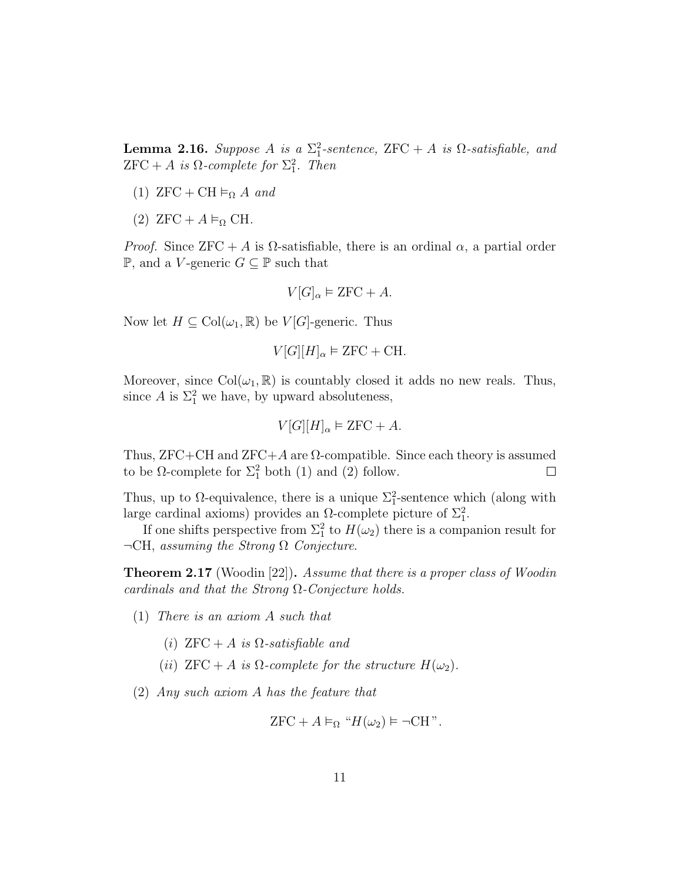**Lemma 2.16.** *Suppose $A$ is a $\Sigma^2_1$-sentence, $\mathrm{ZFC} + A$ is $\Omega$-satisfiable, and $\mathrm{ZFC} + A$ is $\Omega$-complete for $\Sigma^2_1$. Then*

1. $\mathrm{ZFC} + \mathrm{CH} \models_\Omega A$ *and*
2. $\mathrm{ZFC} + A \models_\Omega \mathrm{CH}$.

*Proof.* Since $\mathrm{ZFC} + A$ is $\Omega$-satisfiable, there is an ordinal $\alpha$, a partial order $\mathbb{P}$, and a $V$-generic $G \subseteq \mathbb{P}$ such that

$$V[G]_\alpha \models \mathrm{ZFC} + A.$$

Now let $H \subseteq \mathrm{Col}(\omega_1, \mathbb{R})$ be $V[G]$-generic. Thus

$$V[G][H]_\alpha \models \mathrm{ZFC} + \mathrm{CH}.$$

Moreover, since $\mathrm{Col}(\omega_1, \mathbb{R})$ is countably closed it adds no new reals. Thus, since $A$ is $\Sigma^2_1$ we have, by upward absoluteness,

$$V[G][H]_\alpha \models \mathrm{ZFC} + A.$$

Thus, ZFC+CH and ZFC+$A$ are $\Omega$-compatible. Since each theory is assumed to be $\Omega$-complete for $\Sigma^2_1$ both (1) and (2) follow. $\square$

Thus, up to $\Omega$-equivalence, there is a unique $\Sigma^2_1$-sentence which (along with large cardinal axioms) provides an $\Omega$-complete picture of $\Sigma^2_1$.

If one shifts perspective from $\Sigma^2_1$ to $H(\omega_2)$ there is a companion result for $\neg$CH, *assuming the Strong $\Omega$ Conjecture*.

**Theorem 2.17** (Woodin [22])**.** *Assume that there is a proper class of Woodin cardinals and that the Strong $\Omega$-Conjecture holds.*

1. *There is an axiom $A$ such that*
   - (*i*) $\mathrm{ZFC} + A$ *is $\Omega$-satisfiable and*
   - (*ii*) $\mathrm{ZFC} + A$ *is $\Omega$-complete for the structure $H(\omega_2)$.*
2. *Any such axiom $A$ has the feature that*

$$\mathrm{ZFC} + A \models_\Omega \text{“}H(\omega_2) \models \neg\mathrm{CH}\text{”}.$$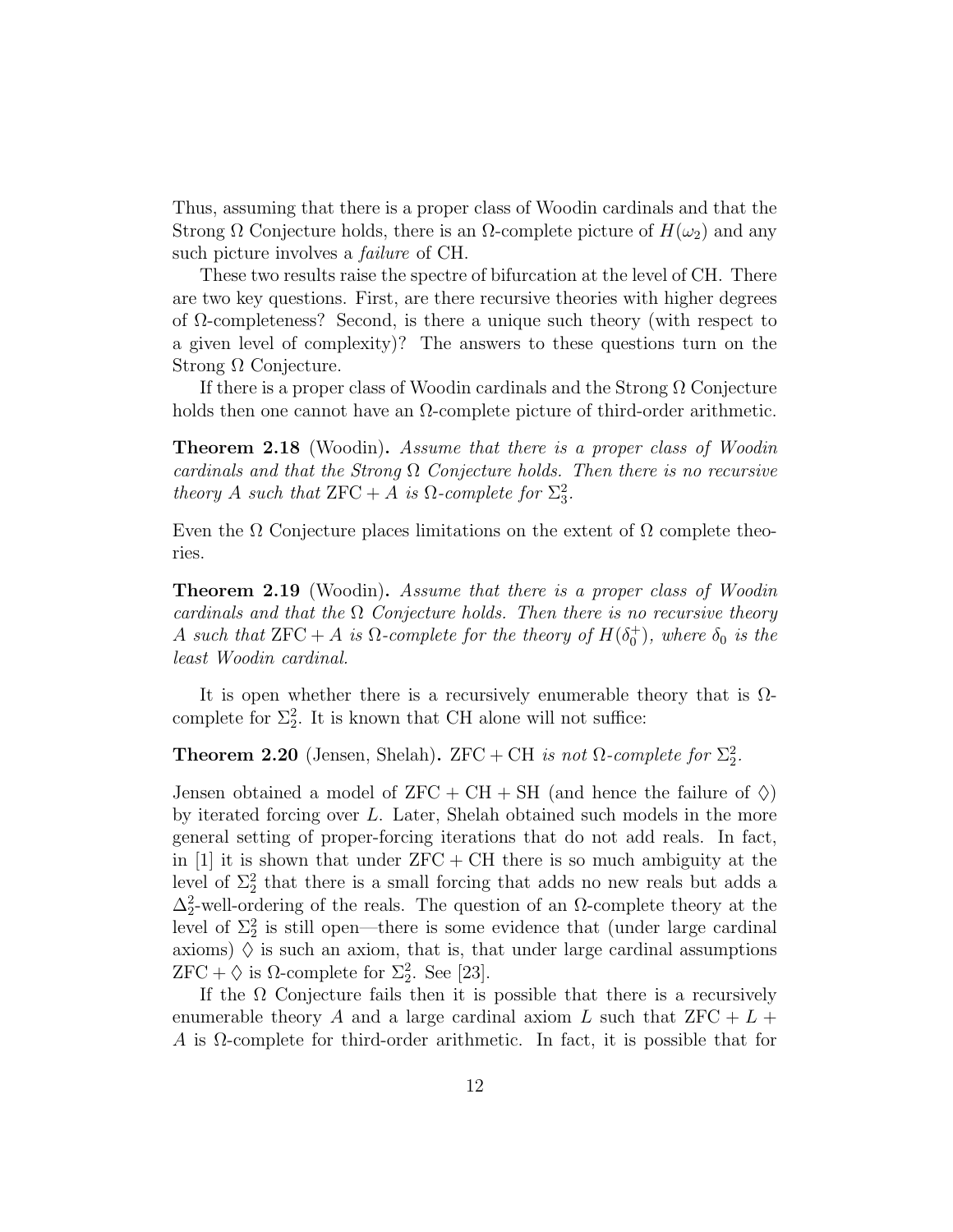Thus, assuming that there is a proper class of Woodin cardinals and that the Strong $\Omega$ Conjecture holds, there is an $\Omega$-complete picture of $H(\omega_2)$ and any such picture involves a *failure* of CH.

These two results raise the spectre of bifurcation at the level of CH. There are two key questions. First, are there recursive theories with higher degrees of $\Omega$-completeness? Second, is there a unique such theory (with respect to a given level of complexity)? The answers to these questions turn on the Strong $\Omega$ Conjecture.

If there is a proper class of Woodin cardinals and the Strong $\Omega$ Conjecture holds then one cannot have an $\Omega$-complete picture of third-order arithmetic.

**Theorem 2.18** (Woodin)**.** *Assume that there is a proper class of Woodin cardinals and that the Strong $\Omega$ Conjecture holds. Then there is no recursive theory $A$ such that $\mathrm{ZFC} + A$ is $\Omega$-complete for $\Sigma^2_3$.*

Even the $\Omega$ Conjecture places limitations on the extent of $\Omega$ complete theories.

**Theorem 2.19** (Woodin)**.** *Assume that there is a proper class of Woodin cardinals and that the $\Omega$ Conjecture holds. Then there is no recursive theory $A$ such that $\mathrm{ZFC} + A$ is $\Omega$-complete for the theory of $H(\delta_0^+)$, where $\delta_0$ is the least Woodin cardinal.*

It is open whether there is a recursively enumerable theory that is $\Omega$-complete for $\Sigma^2_2$. It is known that CH alone will not suffice:

**Theorem 2.20** (Jensen, Shelah)**.** $\mathrm{ZFC} + \mathrm{CH}$ *is not $\Omega$-complete for $\Sigma^2_2$.*

Jensen obtained a model of $\mathrm{ZFC} + \mathrm{CH} + \mathrm{SH}$ (and hence the failure of $\diamondsuit$) by iterated forcing over $L$. Later, Shelah obtained such models in the more general setting of proper-forcing iterations that do not add reals. In fact, in [1] it is shown that under $\mathrm{ZFC} + \mathrm{CH}$ there is so much ambiguity at the level of $\Sigma^2_2$ that there is a small forcing that adds no new reals but adds a $\Delta^2_2$-well-ordering of the reals. The question of an $\Omega$-complete theory at the level of $\Sigma^2_2$ is still open—there is some evidence that (under large cardinal axioms) $\diamondsuit$ is such an axiom, that is, that under large cardinal assumptions $\mathrm{ZFC} + \diamondsuit$ is $\Omega$-complete for $\Sigma^2_2$. See [23].

If the $\Omega$ Conjecture fails then it is possible that there is a recursively enumerable theory $A$ and a large cardinal axiom $L$ such that $\mathrm{ZFC} + L + A$ is $\Omega$-complete for third-order arithmetic. In fact, it is possible that for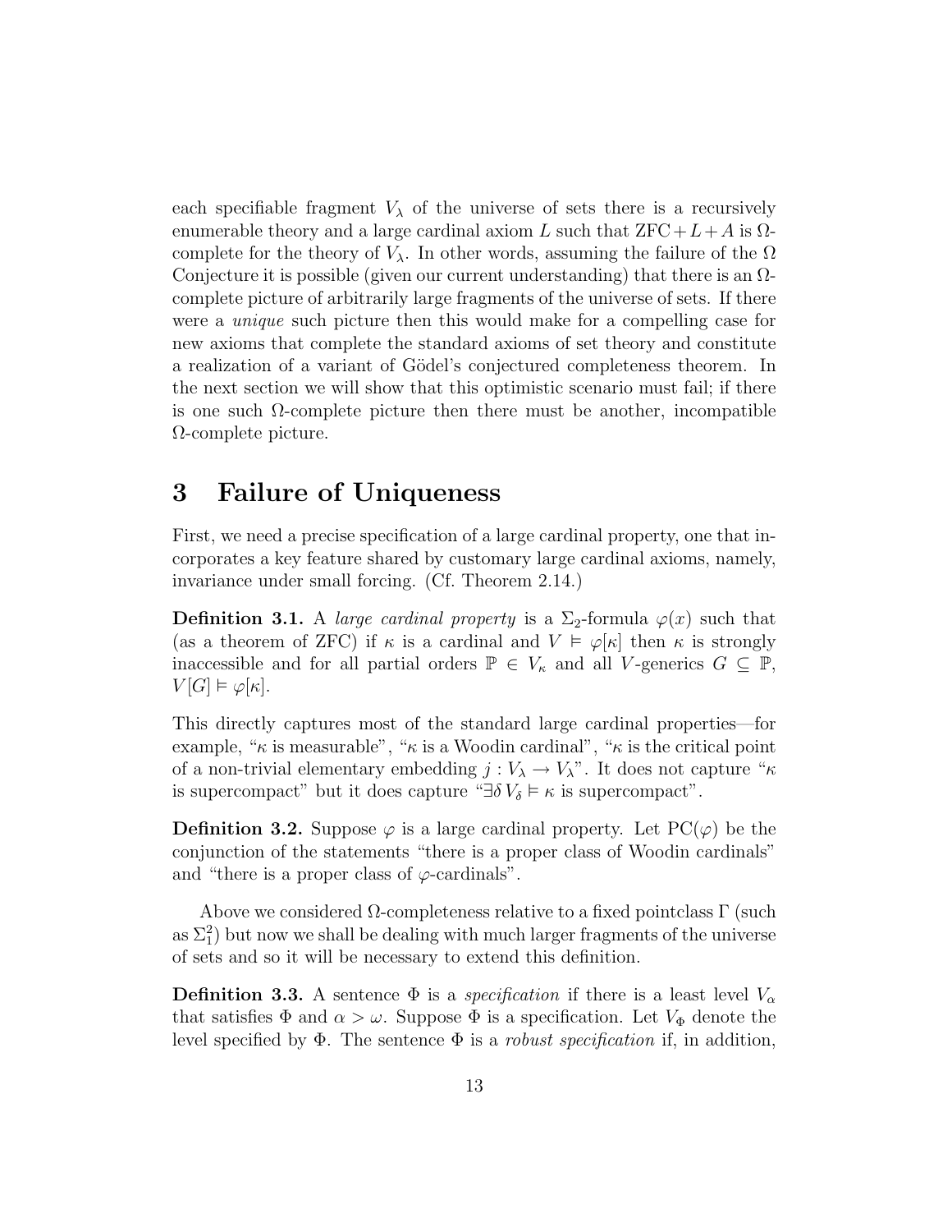each specifiable fragment $V_\lambda$ of the universe of sets there is a recursively enumerable theory and a large cardinal axiom $L$ such that $\mathrm{ZFC} + L + A$ is $\Omega$-complete for the theory of $V_\lambda$. In other words, assuming the failure of the $\Omega$ Conjecture it is possible (given our current understanding) that there is an $\Omega$-complete picture of arbitrarily large fragments of the universe of sets. If there were a *unique* such picture then this would make for a compelling case for new axioms that complete the standard axioms of set theory and constitute a realization of a variant of Gödel's conjectured completeness theorem. In the next section we will show that this optimistic scenario must fail; if there is one such $\Omega$-complete picture then there must be another, incompatible $\Omega$-complete picture.

# 3 Failure of Uniqueness

First, we need a precise specification of a large cardinal property, one that incorporates a key feature shared by customary large cardinal axioms, namely, invariance under small forcing. (Cf. Theorem 2.14.)

**Definition 3.1.** A *large cardinal property* is a $\Sigma_2$-formula $\varphi(x)$ such that (as a theorem of ZFC) if $\kappa$ is a cardinal and $V \vDash \varphi[\kappa]$ then $\kappa$ is strongly inaccessible and for all partial orders $\mathbb{P} \in V_\kappa$ and all $V$-generics $G \subseteq \mathbb{P}$, $V[G] \vDash \varphi[\kappa]$.

This directly captures most of the standard large cardinal properties—for example, "$\kappa$ is measurable", "$\kappa$ is a Woodin cardinal", "$\kappa$ is the critical point of a non-trivial elementary embedding $j : V_\lambda \to V_\lambda$". It does not capture "$\kappa$ is supercompact" but it does capture "$\exists \delta\, V_\delta \vDash \kappa$ is supercompact".

**Definition 3.2.** Suppose $\varphi$ is a large cardinal property. Let $\mathrm{PC}(\varphi)$ be the conjunction of the statements "there is a proper class of Woodin cardinals" and "there is a proper class of $\varphi$-cardinals".

Above we considered $\Omega$-completeness relative to a fixed pointclass $\Gamma$ (such as $\Sigma^2_1$) but now we shall be dealing with much larger fragments of the universe of sets and so it will be necessary to extend this definition.

**Definition 3.3.** A sentence $\Phi$ is a *specification* if there is a least level $V_\alpha$ that satisfies $\Phi$ and $\alpha > \omega$. Suppose $\Phi$ is a specification. Let $V_\Phi$ denote the level specified by $\Phi$. The sentence $\Phi$ is a *robust specification* if, in addition,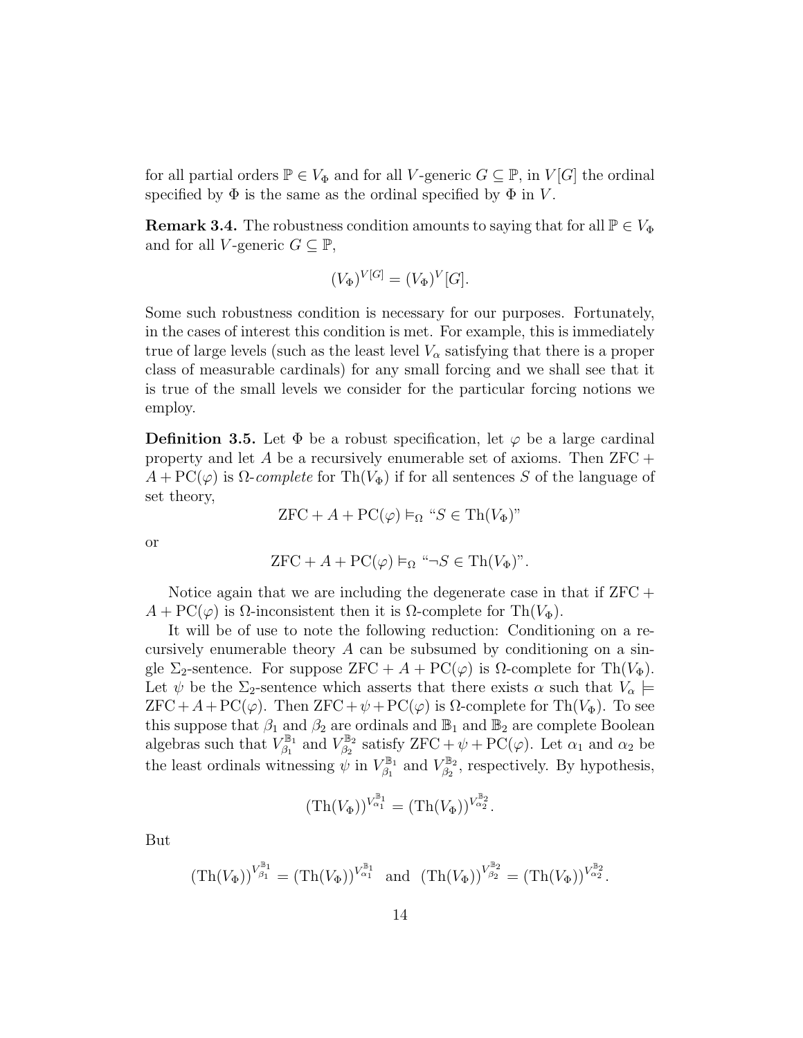for all partial orders $\mathbb{P} \in V_\Phi$ and for all $V$-generic $G \subseteq \mathbb{P}$, in $V[G]$ the ordinal specified by $\Phi$ is the same as the ordinal specified by $\Phi$ in $V$.

**Remark 3.4.** The robustness condition amounts to saying that for all $\mathbb{P} \in V_\Phi$ and for all $V$-generic $G \subseteq \mathbb{P}$,

$$(V_\Phi)^{V[G]} = (V_\Phi)^V[G].$$

Some such robustness condition is necessary for our purposes. Fortunately, in the cases of interest this condition is met. For example, this is immediately true of large levels (such as the least level $V_\alpha$ satisfying that there is a proper class of measurable cardinals) for any small forcing and we shall see that it is true of the small levels we consider for the particular forcing notions we employ.

**Definition 3.5.** Let $\Phi$ be a robust specification, let $\varphi$ be a large cardinal property and let $A$ be a recursively enumerable set of axioms. Then $\mathrm{ZFC} + A + \mathrm{PC}(\varphi)$ is $\Omega$-*complete* for $\mathrm{Th}(V_\Phi)$ if for all sentences $S$ of the language of set theory,

$$\mathrm{ZFC} + A + \mathrm{PC}(\varphi) \models_\Omega \text{“} S \in \mathrm{Th}(V_\Phi) \text{”}$$

or

$$\mathrm{ZFC} + A + \mathrm{PC}(\varphi) \models_\Omega \text{“} \neg S \in \mathrm{Th}(V_\Phi) \text{”}.$$

Notice again that we are including the degenerate case in that if $\mathrm{ZFC} + A + \mathrm{PC}(\varphi)$ is $\Omega$-inconsistent then it is $\Omega$-complete for $\mathrm{Th}(V_\Phi)$.

It will be of use to note the following reduction: Conditioning on a recursively enumerable theory $A$ can be subsumed by conditioning on a single $\Sigma_2$-sentence. For suppose $\mathrm{ZFC} + A + \mathrm{PC}(\varphi)$ is $\Omega$-complete for $\mathrm{Th}(V_\Phi)$. Let $\psi$ be the $\Sigma_2$-sentence which asserts that there exists $\alpha$ such that $V_\alpha \models \mathrm{ZFC} + A + \mathrm{PC}(\varphi)$. Then $\mathrm{ZFC} + \psi + \mathrm{PC}(\varphi)$ is $\Omega$-complete for $\mathrm{Th}(V_\Phi)$. To see this suppose that $\beta_1$ and $\beta_2$ are ordinals and $\mathbb{B}_1$ and $\mathbb{B}_2$ are complete Boolean algebras such that $V_{\beta_1}^{\mathbb{B}_1}$ and $V_{\beta_2}^{\mathbb{B}_2}$ satisfy $\mathrm{ZFC} + \psi + \mathrm{PC}(\varphi)$. Let $\alpha_1$ and $\alpha_2$ be the least ordinals witnessing $\psi$ in $V_{\beta_1}^{\mathbb{B}_1}$ and $V_{\beta_2}^{\mathbb{B}_2}$, respectively. By hypothesis,

$$(\mathrm{Th}(V_\Phi))^{V_{\alpha_1}^{\mathbb{B}_1}} = (\mathrm{Th}(V_\Phi))^{V_{\alpha_2}^{\mathbb{B}_2}}.$$

But

$$(\mathrm{Th}(V_\Phi))^{V_{\beta_1}^{\mathbb{B}_1}} = (\mathrm{Th}(V_\Phi))^{V_{\alpha_1}^{\mathbb{B}_1}} \quad \text{and} \quad (\mathrm{Th}(V_\Phi))^{V_{\beta_2}^{\mathbb{B}_2}} = (\mathrm{Th}(V_\Phi))^{V_{\alpha_2}^{\mathbb{B}_2}}.$$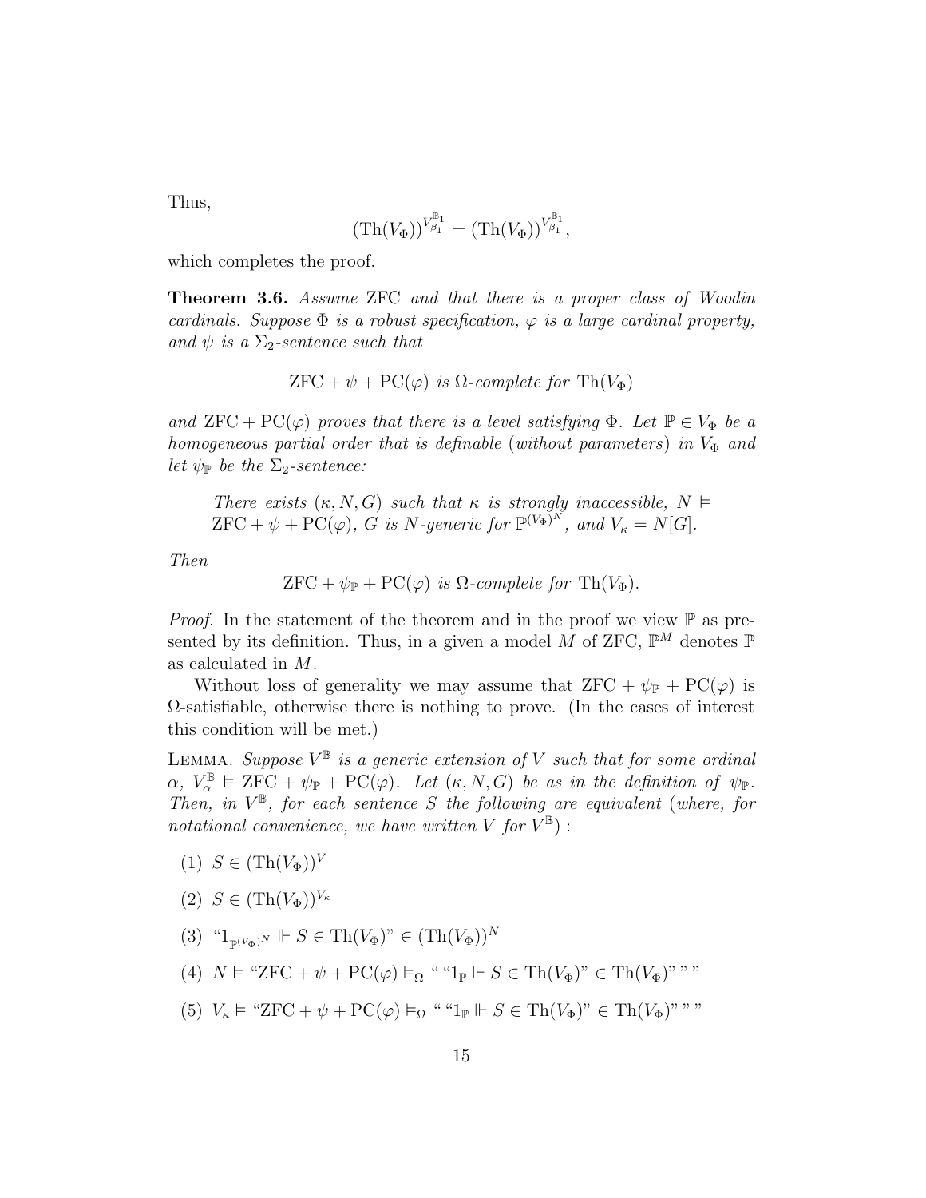Thus,

$$(\mathrm{Th}(V_\Phi))^{V_{\beta_1}^{\mathbb{B}_1}} = (\mathrm{Th}(V_\Phi))^{V_{\beta_1}^{\mathbb{B}_1}},$$

which completes the proof.

**Theorem 3.6.** *Assume* ZFC *and that there is a proper class of Woodin cardinals. Suppose* $\Phi$ *is a robust specification,* $\varphi$ *is a large cardinal property, and* $\psi$ *is a* $\Sigma_2$*-sentence such that*

$$\mathrm{ZFC} + \psi + \mathrm{PC}(\varphi) \text{ is } \Omega\text{-complete for } \mathrm{Th}(V_\Phi)$$

*and* $\mathrm{ZFC} + \mathrm{PC}(\varphi)$ *proves that there is a level satisfying* $\Phi$*. Let* $\mathbb{P} \in V_\Phi$ *be a homogeneous partial order that is definable* (*without parameters*) *in* $V_\Phi$ *and let* $\psi_{\mathbb{P}}$ *be the* $\Sigma_2$*-sentence:*

> *There exists* $(\kappa, N, G)$ *such that* $\kappa$ *is strongly inaccessible,* $N \vDash \mathrm{ZFC} + \psi + \mathrm{PC}(\varphi)$*,* $G$ *is* $N$*-generic for* $\mathbb{P}^{(V_\Phi)^N}$*, and* $V_\kappa = N[G]$*.*

*Then*

$$\mathrm{ZFC} + \psi_{\mathbb{P}} + \mathrm{PC}(\varphi) \text{ is } \Omega\text{-complete for } \mathrm{Th}(V_\Phi).$$

*Proof.* In the statement of the theorem and in the proof we view $\mathbb{P}$ as presented by its definition. Thus, in a given a model $M$ of ZFC, $\mathbb{P}^M$ denotes $\mathbb{P}$ as calculated in $M$.

Without loss of generality we may assume that $\mathrm{ZFC} + \psi_{\mathbb{P}} + \mathrm{PC}(\varphi)$ is $\Omega$-satisfiable, otherwise there is nothing to prove. (In the cases of interest this condition will be met.)

Lemma. *Suppose* $V^{\mathbb{B}}$ *is a generic extension of* $V$ *such that for some ordinal* $\alpha$*,* $V_\alpha^{\mathbb{B}} \vDash \mathrm{ZFC} + \psi_{\mathbb{P}} + \mathrm{PC}(\varphi)$*. Let* $(\kappa, N, G)$ *be as in the definition of* $\psi_{\mathbb{P}}$*. Then, in* $V^{\mathbb{B}}$*, for each sentence* $S$ *the following are equivalent* (*where, for notational convenience, we have written* $V$ *for* $V^{\mathbb{B}}$) :

(1) $S \in (\mathrm{Th}(V_\Phi))^V$

(2) $S \in (\mathrm{Th}(V_\Phi))^{V_\kappa}$

(3) "$1_{\mathbb{P}^{(V_\Phi)^N}} \Vdash S \in \mathrm{Th}(V_\Phi)$" $\in (\mathrm{Th}(V_\Phi))^N$

(4) $N \vDash$ "$\mathrm{ZFC} + \psi + \mathrm{PC}(\varphi) \vDash_\Omega$ " "$1_{\mathbb{P}} \Vdash S \in \mathrm{Th}(V_\Phi)$" $\in \mathrm{Th}(V_\Phi)$" " "

(5) $V_\kappa \vDash$ "$\mathrm{ZFC} + \psi + \mathrm{PC}(\varphi) \vDash_\Omega$ " "$1_{\mathbb{P}} \Vdash S \in \mathrm{Th}(V_\Phi)$" $\in \mathrm{Th}(V_\Phi)$" " "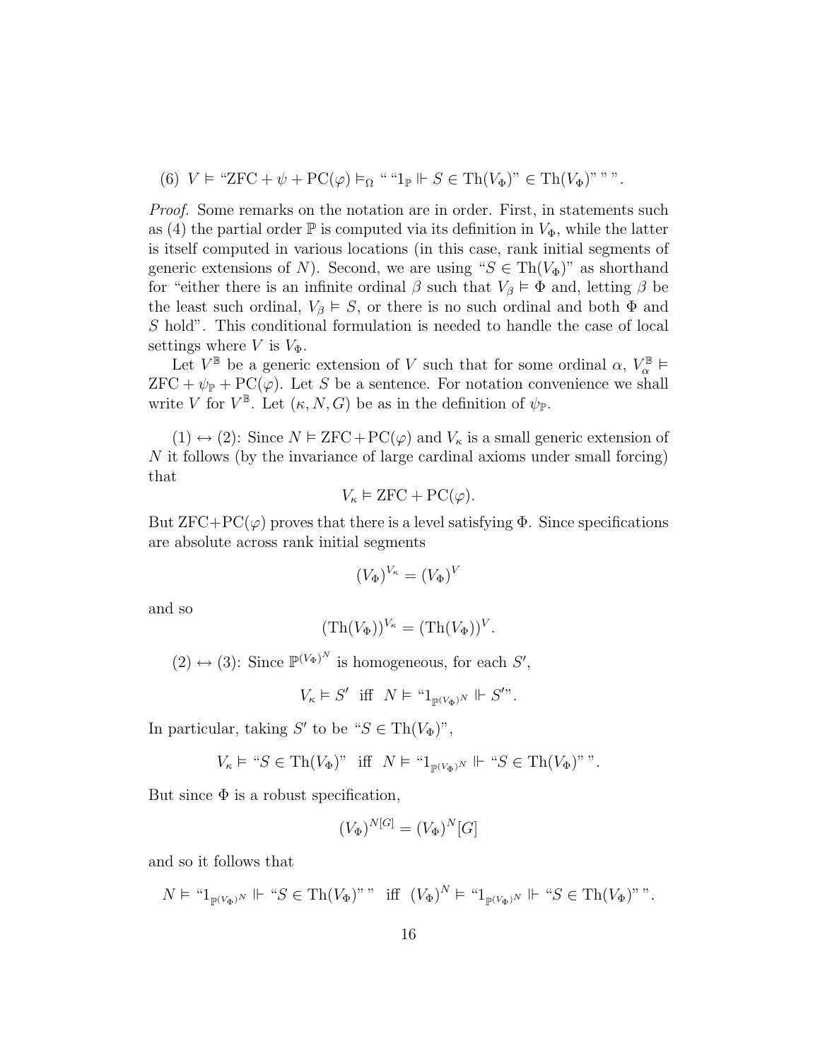(6) $V \vDash$ "ZFC $+ \psi + \mathrm{PC}(\varphi) \vDash_\Omega$ " "$1_{\mathbb{P}} \Vdash S \in \mathrm{Th}(V_\Phi)$" $\in \mathrm{Th}(V_\Phi)$" " ".

*Proof.* Some remarks on the notation are in order. First, in statements such as (4) the partial order $\mathbb{P}$ is computed via its definition in $V_\Phi$, while the latter is itself computed in various locations (in this case, rank initial segments of generic extensions of $N$). Second, we are using "$S \in \mathrm{Th}(V_\Phi)$" as shorthand for "either there is an infinite ordinal $\beta$ such that $V_\beta \vDash \Phi$ and, letting $\beta$ be the least such ordinal, $V_\beta \vDash S$, or there is no such ordinal and both $\Phi$ and $S$ hold". This conditional formulation is needed to handle the case of local settings where $V$ is $V_\Phi$.

Let $V^{\mathbb{B}}$ be a generic extension of $V$ such that for some ordinal $\alpha$, $V^{\mathbb{B}}_\alpha \vDash$ ZFC $+ \psi_{\mathbb{P}} + \mathrm{PC}(\varphi)$. Let $S$ be a sentence. For notation convenience we shall write $V$ for $V^{\mathbb{B}}$. Let $(\kappa, N, G)$ be as in the definition of $\psi_{\mathbb{P}}$.

(1) $\leftrightarrow$ (2): Since $N \vDash$ ZFC $+ \mathrm{PC}(\varphi)$ and $V_\kappa$ is a small generic extension of $N$ it follows (by the invariance of large cardinal axioms under small forcing) that

$$V_\kappa \vDash \mathrm{ZFC} + \mathrm{PC}(\varphi).$$

But ZFC+PC($\varphi$) proves that there is a level satisfying $\Phi$. Since specifications are absolute across rank initial segments

$$(V_\Phi)^{V_\kappa} = (V_\Phi)^V$$

and so

$$(\mathrm{Th}(V_\Phi))^{V_\kappa} = (\mathrm{Th}(V_\Phi))^V.$$

(2) $\leftrightarrow$ (3): Since $\mathbb{P}^{(V_\Phi)^N}$ is homogeneous, for each $S'$,

$$V_\kappa \vDash S' \text{ iff } N \vDash \text{“}1_{\mathbb{P}^{(V_\Phi)^N}} \Vdash S'\text{”}.$$

In particular, taking $S'$ to be "$S \in \mathrm{Th}(V_\Phi)$",

$$V_\kappa \vDash \text{“}S \in \mathrm{Th}(V_\Phi)\text{” iff } N \vDash \text{“}1_{\mathbb{P}^{(V_\Phi)^N}} \Vdash \text{“}S \in \mathrm{Th}(V_\Phi)\text{” ”}.$$

But since $\Phi$ is a robust specification,

$$(V_\Phi)^{N[G]} = (V_\Phi)^N[G]$$

and so it follows that

$$N \vDash \text{“}1_{\mathbb{P}^{(V_\Phi)^N}} \Vdash \text{“}S \in \mathrm{Th}(V_\Phi)\text{” ” iff } (V_\Phi)^N \vDash \text{“}1_{\mathbb{P}^{(V_\Phi)^N}} \Vdash \text{“}S \in \mathrm{Th}(V_\Phi)\text{” ”}.$$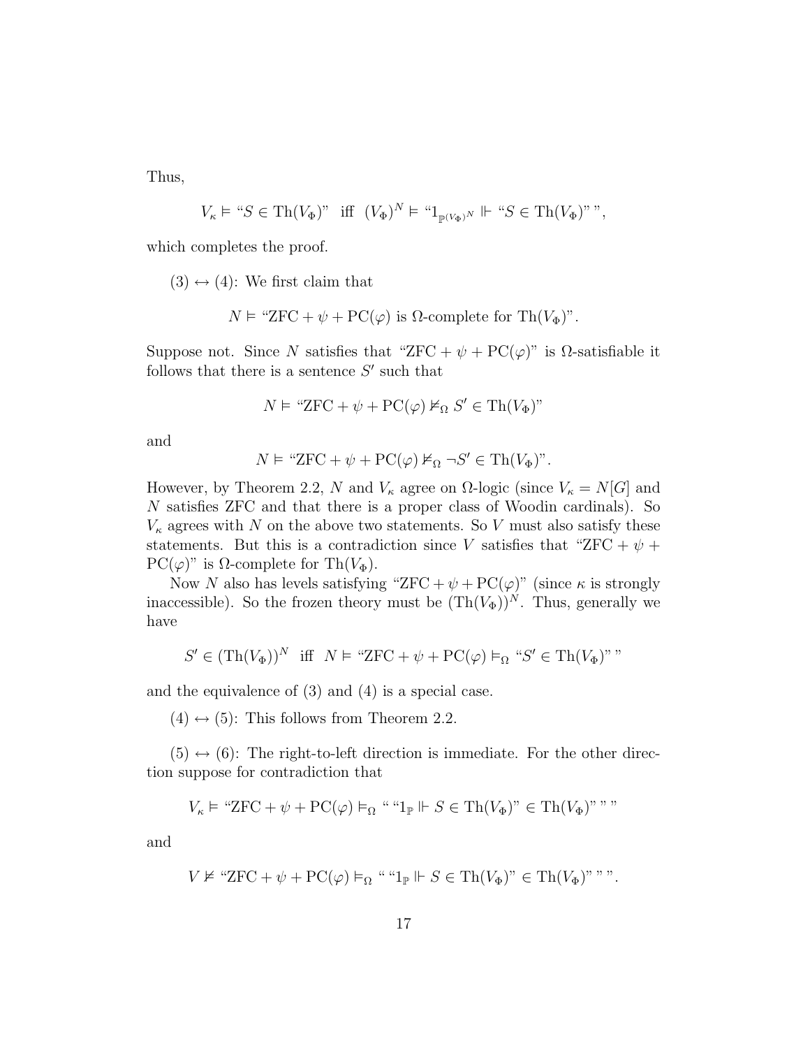Thus,

$$V_\kappa \models \text{“}S \in \text{Th}(V_\Phi)\text{”} \quad \text{iff} \quad (V_\Phi)^N \models \text{“}1_{\mathbb{P}(V_\Phi)^N} \Vdash \text{“}S \in \text{Th}(V_\Phi)\text{” ”},$$

which completes the proof.

$(3) \leftrightarrow (4)$: We first claim that

$$N \models \text{“ZFC} + \psi + \text{PC}(\varphi) \text{ is } \Omega\text{-complete for Th}(V_\Phi)\text{”}.$$

Suppose not. Since $N$ satisfies that “ZFC $+ \psi + \text{PC}(\varphi)$” is $\Omega$-satisfiable it follows that there is a sentence $S'$ such that

$$N \models \text{“ZFC} + \psi + \text{PC}(\varphi) \not\models_\Omega S' \in \text{Th}(V_\Phi)\text{”}$$

and

$$N \models \text{“ZFC} + \psi + \text{PC}(\varphi) \not\models_\Omega \neg S' \in \text{Th}(V_\Phi)\text{”}.$$

However, by Theorem 2.2, $N$ and $V_\kappa$ agree on $\Omega$-logic (since $V_\kappa = N[G]$ and $N$ satisfies ZFC and that there is a proper class of Woodin cardinals). So $V_\kappa$ agrees with $N$ on the above two statements. So $V$ must also satisfy these statements. But this is a contradiction since $V$ satisfies that “ZFC $+ \psi + \text{PC}(\varphi)$” is $\Omega$-complete for $\text{Th}(V_\Phi)$.

Now $N$ also has levels satisfying “ZFC $+ \psi + \text{PC}(\varphi)$” (since $\kappa$ is strongly inaccessible). So the frozen theory must be $(\text{Th}(V_\Phi))^N$. Thus, generally we have

$$S' \in (\text{Th}(V_\Phi))^N \quad \text{iff} \quad N \models \text{“ZFC} + \psi + \text{PC}(\varphi) \models_\Omega \text{“}S' \in \text{Th}(V_\Phi)\text{” ”}$$

and the equivalence of (3) and (4) is a special case.

$(4) \leftrightarrow (5)$: This follows from Theorem 2.2.

$(5) \leftrightarrow (6)$: The right-to-left direction is immediate. For the other direction suppose for contradiction that

$$V_\kappa \models \text{“ZFC} + \psi + \text{PC}(\varphi) \models_\Omega \text{“ “}1_{\mathbb{P}} \Vdash S \in \text{Th}(V_\Phi)\text{”} \in \text{Th}(V_\Phi)\text{” ” ”}$$

and

$$V \not\models \text{“ZFC} + \psi + \text{PC}(\varphi) \models_\Omega \text{“ “}1_{\mathbb{P}} \Vdash S \in \text{Th}(V_\Phi)\text{”} \in \text{Th}(V_\Phi)\text{” ” ”}.$$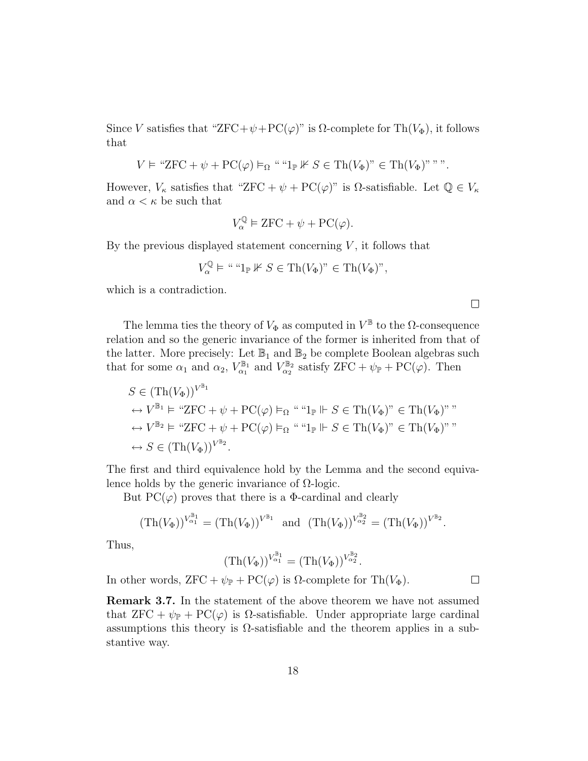Since $V$ satisfies that "$\mathrm{ZFC}+\psi+\mathrm{PC}(\varphi)$" is $\Omega$-complete for $\mathrm{Th}(V_\Phi)$, it follows that

$$V \models \text{“}\mathrm{ZFC} + \psi + \mathrm{PC}(\varphi) \models_\Omega \text{ “ “}1_{\mathbb{P}} \nVdash S \in \mathrm{Th}(V_\Phi)\text{” } \in \mathrm{Th}(V_\Phi)\text{” ” ”}.$$

However, $V_\kappa$ satisfies that "$\mathrm{ZFC} + \psi + \mathrm{PC}(\varphi)$" is $\Omega$-satisfiable. Let $\mathbb{Q} \in V_\kappa$ and $\alpha < \kappa$ be such that

$$V_\alpha^{\mathbb{Q}} \models \mathrm{ZFC} + \psi + \mathrm{PC}(\varphi).$$

By the previous displayed statement concerning $V$, it follows that

$$V_\alpha^{\mathbb{Q}} \models \text{“ “}1_{\mathbb{P}} \nVdash S \in \mathrm{Th}(V_\Phi)\text{” } \in \mathrm{Th}(V_\Phi)\text{”},$$

which is a contradiction.

□

The lemma ties the theory of $V_\Phi$ as computed in $V^{\mathbb{B}}$ to the $\Omega$-consequence relation and so the generic invariance of the former is inherited from that of the latter. More precisely: Let $\mathbb{B}_1$ and $\mathbb{B}_2$ be complete Boolean algebras such that for some $\alpha_1$ and $\alpha_2$, $V_{\alpha_1}^{\mathbb{B}_1}$ and $V_{\alpha_2}^{\mathbb{B}_2}$ satisfy $\mathrm{ZFC} + \psi_{\mathbb{P}} + \mathrm{PC}(\varphi)$. Then

$$\begin{aligned}
& S \in (\mathrm{Th}(V_\Phi))^{V^{\mathbb{B}_1}} \\
& \leftrightarrow V^{\mathbb{B}_1} \models \text{“}\mathrm{ZFC} + \psi + \mathrm{PC}(\varphi) \models_\Omega \text{ “ “}1_{\mathbb{P}} \Vdash S \in \mathrm{Th}(V_\Phi)\text{” } \in \mathrm{Th}(V_\Phi)\text{” ”} \\
& \leftrightarrow V^{\mathbb{B}_2} \models \text{“}\mathrm{ZFC} + \psi + \mathrm{PC}(\varphi) \models_\Omega \text{ “ “}1_{\mathbb{P}} \Vdash S \in \mathrm{Th}(V_\Phi)\text{” } \in \mathrm{Th}(V_\Phi)\text{” ”} \\
& \leftrightarrow S \in (\mathrm{Th}(V_\Phi))^{V^{\mathbb{B}_2}}.
\end{aligned}$$

The first and third equivalence hold by the Lemma and the second equivalence holds by the generic invariance of $\Omega$-logic.

But $\mathrm{PC}(\varphi)$ proves that there is a $\Phi$-cardinal and clearly

$$(\mathrm{Th}(V_\Phi))^{V_{\alpha_1}^{\mathbb{B}_1}} = (\mathrm{Th}(V_\Phi))^{V^{\mathbb{B}_1}} \quad \text{and} \quad (\mathrm{Th}(V_\Phi))^{V_{\alpha_2}^{\mathbb{B}_2}} = (\mathrm{Th}(V_\Phi))^{V^{\mathbb{B}_2}}.$$

Thus,

$$(\mathrm{Th}(V_\Phi))^{V_{\alpha_1}^{\mathbb{B}_1}} = (\mathrm{Th}(V_\Phi))^{V_{\alpha_2}^{\mathbb{B}_2}}.$$

In other words, $\mathrm{ZFC} + \psi_{\mathbb{P}} + \mathrm{PC}(\varphi)$ is $\Omega$-complete for $\mathrm{Th}(V_\Phi)$. □

**Remark 3.7.** In the statement of the above theorem we have not assumed that $\mathrm{ZFC} + \psi_{\mathbb{P}} + \mathrm{PC}(\varphi)$ is $\Omega$-satisfiable. Under appropriate large cardinal assumptions this theory is $\Omega$-satisfiable and the theorem applies in a substantive way.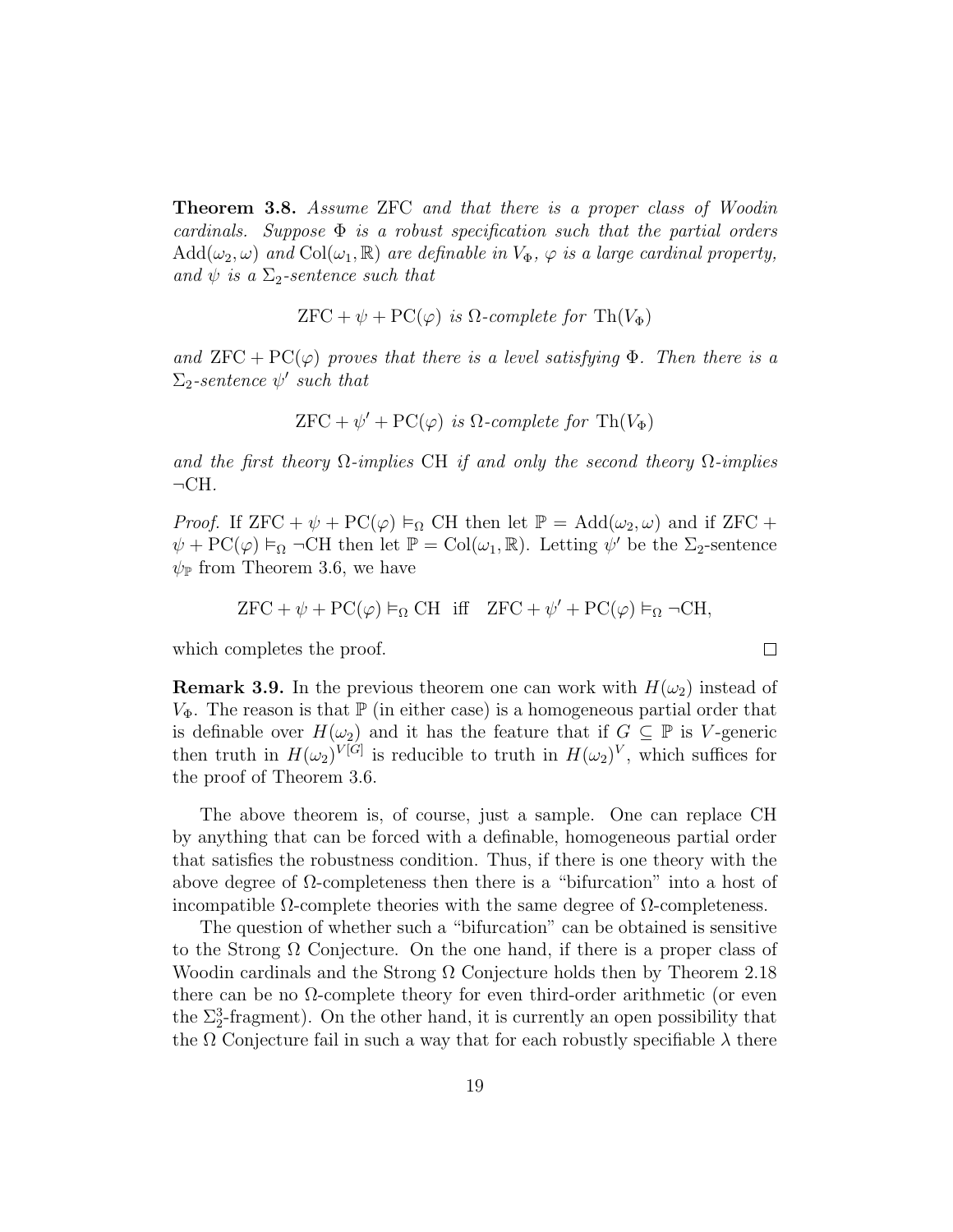**Theorem 3.8.** *Assume* ZFC *and that there is a proper class of Woodin cardinals. Suppose* $\Phi$ *is a robust specification such that the partial orders* $\mathrm{Add}(\omega_2, \omega)$ *and* $\mathrm{Col}(\omega_1, \mathbb{R})$ *are definable in* $V_\Phi$*,* $\varphi$ *is a large cardinal property, and* $\psi$ *is a* $\Sigma_2$*-sentence such that*

$$\mathrm{ZFC} + \psi + \mathrm{PC}(\varphi) \text{ is } \Omega\text{-complete for } \mathrm{Th}(V_\Phi)$$

*and* $\mathrm{ZFC} + \mathrm{PC}(\varphi)$ *proves that there is a level satisfying* $\Phi$*. Then there is a* $\Sigma_2$*-sentence* $\psi'$ *such that*

$$\mathrm{ZFC} + \psi' + \mathrm{PC}(\varphi) \text{ is } \Omega\text{-complete for } \mathrm{Th}(V_\Phi)$$

*and the first theory* $\Omega$*-implies* CH *if and only the second theory* $\Omega$*-implies* $\neg$CH*.*

*Proof.* If $\mathrm{ZFC} + \psi + \mathrm{PC}(\varphi) \models_\Omega \mathrm{CH}$ then let $\mathbb{P} = \mathrm{Add}(\omega_2, \omega)$ and if $\mathrm{ZFC} + \psi + \mathrm{PC}(\varphi) \models_\Omega \neg\mathrm{CH}$ then let $\mathbb{P} = \mathrm{Col}(\omega_1, \mathbb{R})$. Letting $\psi'$ be the $\Sigma_2$-sentence $\psi_\mathbb{P}$ from Theorem 3.6, we have

$$\mathrm{ZFC} + \psi + \mathrm{PC}(\varphi) \models_\Omega \mathrm{CH} \quad \text{iff} \quad \mathrm{ZFC} + \psi' + \mathrm{PC}(\varphi) \models_\Omega \neg\mathrm{CH},$$

which completes the proof. □

**Remark 3.9.** In the previous theorem one can work with $H(\omega_2)$ instead of $V_\Phi$. The reason is that $\mathbb{P}$ (in either case) is a homogeneous partial order that is definable over $H(\omega_2)$ and it has the feature that if $G \subseteq \mathbb{P}$ is $V$-generic then truth in $H(\omega_2)^{V[G]}$ is reducible to truth in $H(\omega_2)^V$, which suffices for the proof of Theorem 3.6.

The above theorem is, of course, just a sample. One can replace CH by anything that can be forced with a definable, homogeneous partial order that satisfies the robustness condition. Thus, if there is one theory with the above degree of $\Omega$-completeness then there is a "bifurcation" into a host of incompatible $\Omega$-complete theories with the same degree of $\Omega$-completeness.

The question of whether such a "bifurcation" can be obtained is sensitive to the Strong $\Omega$ Conjecture. On the one hand, if there is a proper class of Woodin cardinals and the Strong $\Omega$ Conjecture holds then by Theorem 2.18 there can be no $\Omega$-complete theory for even third-order arithmetic (or even the $\Sigma^3_2$-fragment). On the other hand, it is currently an open possibility that the $\Omega$ Conjecture fail in such a way that for each robustly specifiable $\lambda$ there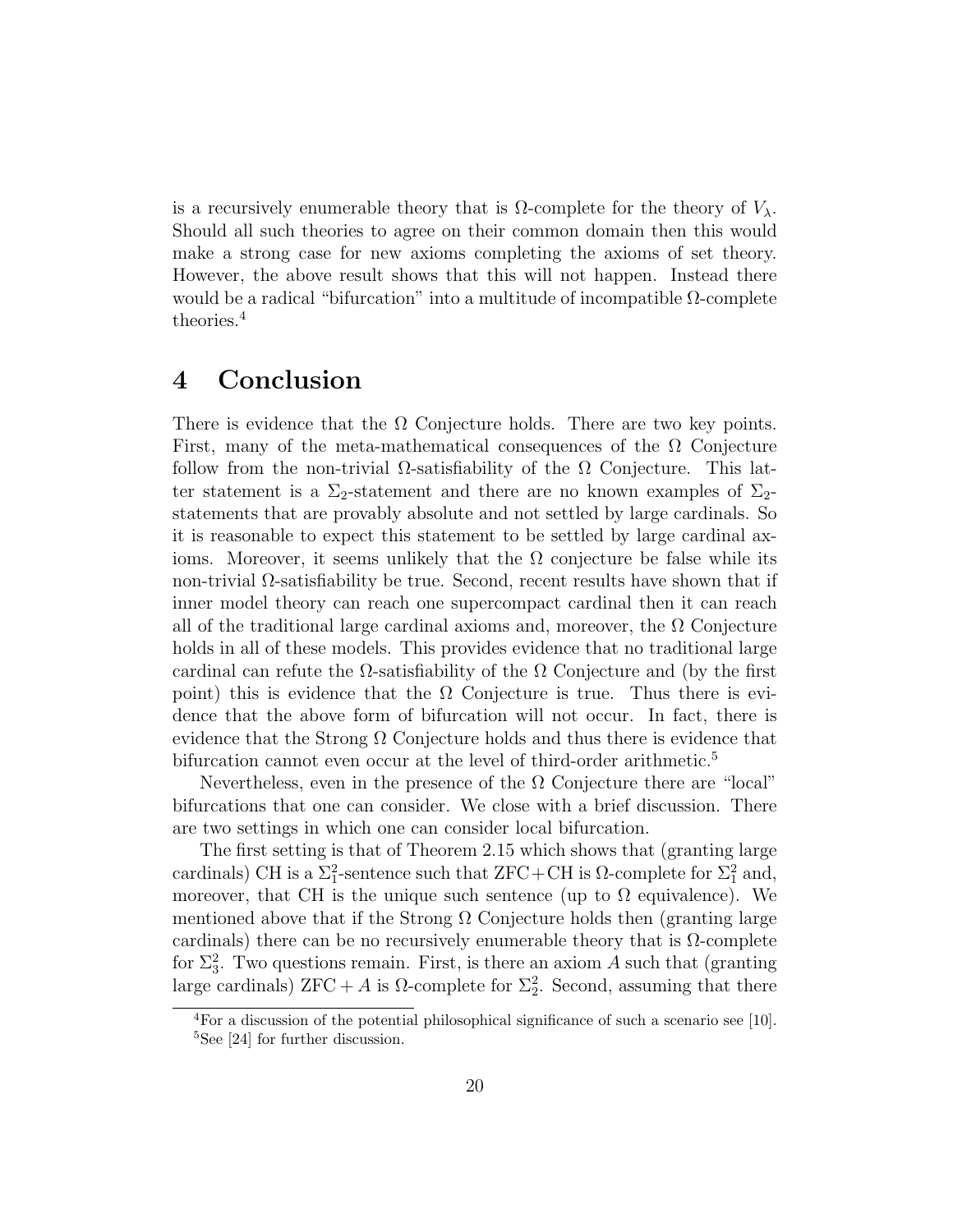is a recursively enumerable theory that is $\Omega$-complete for the theory of $V_\lambda$. Should all such theories to agree on their common domain then this would make a strong case for new axioms completing the axioms of set theory. However, the above result shows that this will not happen. Instead there would be a radical "bifurcation" into a multitude of incompatible $\Omega$-complete theories.[4]

## 4 Conclusion

There is evidence that the $\Omega$ Conjecture holds. There are two key points. First, many of the meta-mathematical consequences of the $\Omega$ Conjecture follow from the non-trivial $\Omega$-satisfiability of the $\Omega$ Conjecture. This latter statement is a $\Sigma_2$-statement and there are no known examples of $\Sigma_2$-statements that are provably absolute and not settled by large cardinals. So it is reasonable to expect this statement to be settled by large cardinal axioms. Moreover, it seems unlikely that the $\Omega$ conjecture be false while its non-trivial $\Omega$-satisfiability be true. Second, recent results have shown that if inner model theory can reach one supercompact cardinal then it can reach all of the traditional large cardinal axioms and, moreover, the $\Omega$ Conjecture holds in all of these models. This provides evidence that no traditional large cardinal can refute the $\Omega$-satisfiability of the $\Omega$ Conjecture and (by the first point) this is evidence that the $\Omega$ Conjecture is true. Thus there is evidence that the above form of bifurcation will not occur. In fact, there is evidence that the Strong $\Omega$ Conjecture holds and thus there is evidence that bifurcation cannot even occur at the level of third-order arithmetic.[5]

Nevertheless, even in the presence of the $\Omega$ Conjecture there are "local" bifurcations that one can consider. We close with a brief discussion. There are two settings in which one can consider local bifurcation.

The first setting is that of Theorem 2.15 which shows that (granting large cardinals) CH is a $\Sigma^2_1$-sentence such that ZFC+CH is $\Omega$-complete for $\Sigma^2_1$ and, moreover, that CH is the unique such sentence (up to $\Omega$ equivalence). We mentioned above that if the Strong $\Omega$ Conjecture holds then (granting large cardinals) there can be no recursively enumerable theory that is $\Omega$-complete for $\Sigma^2_3$. Two questions remain. First, is there an axiom $A$ such that (granting large cardinals) ZFC + $A$ is $\Omega$-complete for $\Sigma^2_2$. Second, assuming that there

[4] For a discussion of the potential philosophical significance of such a scenario see [10].

[5] See [24] for further discussion.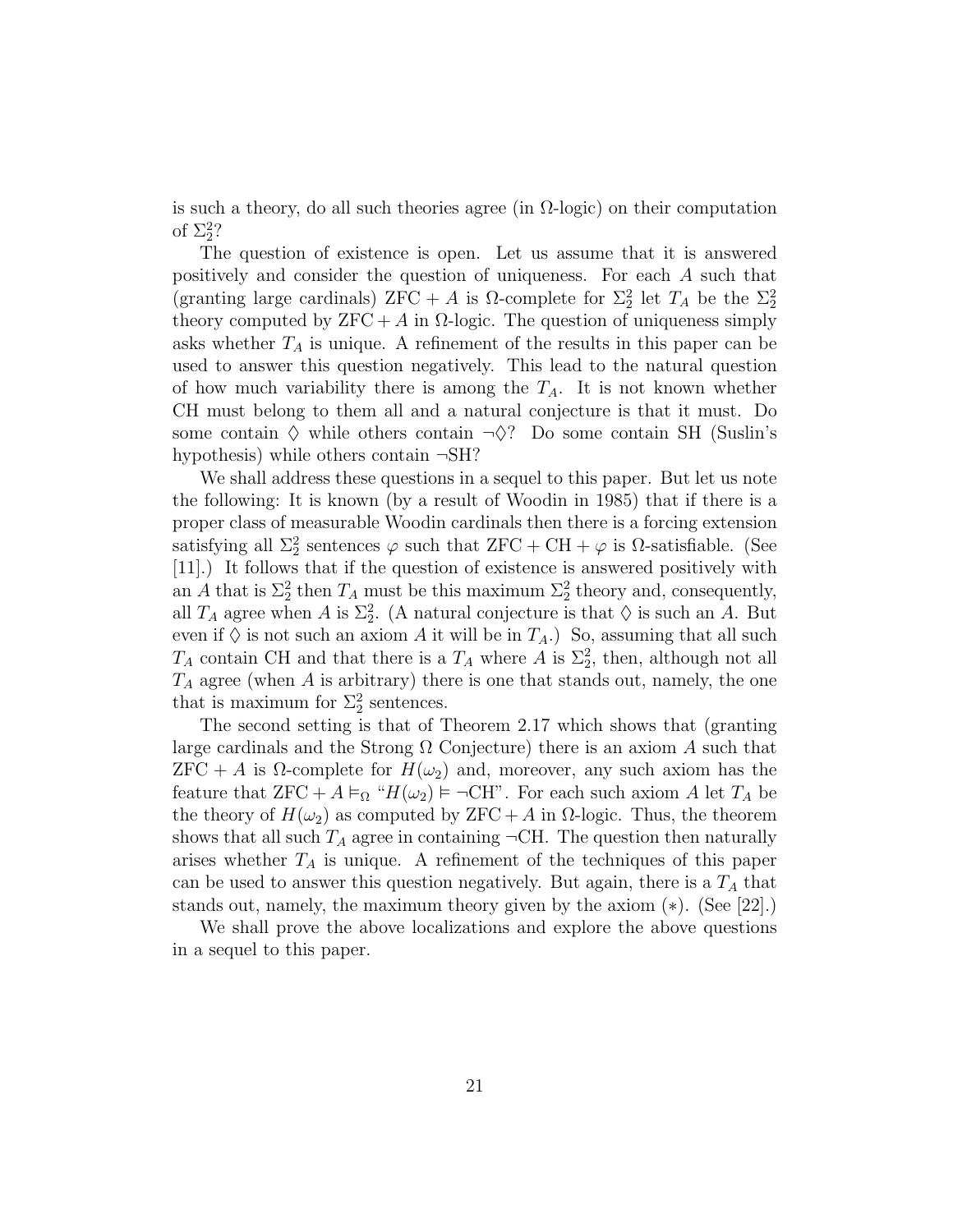is such a theory, do all such theories agree (in $\Omega$-logic) on their computation of $\Sigma^2_2$?

The question of existence is open. Let us assume that it is answered positively and consider the question of uniqueness. For each $A$ such that (granting large cardinals) ZFC + $A$ is $\Omega$-complete for $\Sigma^2_2$ let $T_A$ be the $\Sigma^2_2$ theory computed by ZFC + $A$ in $\Omega$-logic. The question of uniqueness simply asks whether $T_A$ is unique. A refinement of the results in this paper can be used to answer this question negatively. This lead to the natural question of how much variability there is among the $T_A$. It is not known whether CH must belong to them all and a natural conjecture is that it must. Do some contain $\diamondsuit$ while others contain $\neg\diamondsuit$? Do some contain SH (Suslin's hypothesis) while others contain $\neg$SH?

We shall address these questions in a sequel to this paper. But let us note the following: It is known (by a result of Woodin in 1985) that if there is a proper class of measurable Woodin cardinals then there is a forcing extension satisfying all $\Sigma^2_2$ sentences $\varphi$ such that ZFC + CH + $\varphi$ is $\Omega$-satisfiable. (See [11].) It follows that if the question of existence is answered positively with an $A$ that is $\Sigma^2_2$ then $T_A$ must be this maximum $\Sigma^2_2$ theory and, consequently, all $T_A$ agree when $A$ is $\Sigma^2_2$. (A natural conjecture is that $\diamondsuit$ is such an $A$. But even if $\diamondsuit$ is not such an axiom $A$ it will be in $T_A$.) So, assuming that all such $T_A$ contain CH and that there is a $T_A$ where $A$ is $\Sigma^2_2$, then, although not all $T_A$ agree (when $A$ is arbitrary) there is one that stands out, namely, the one that is maximum for $\Sigma^2_2$ sentences.

The second setting is that of Theorem 2.17 which shows that (granting large cardinals and the Strong $\Omega$ Conjecture) there is an axiom $A$ such that ZFC + $A$ is $\Omega$-complete for $H(\omega_2)$ and, moreover, any such axiom has the feature that ZFC + $A \models_\Omega$ "$H(\omega_2) \models \neg$CH". For each such axiom $A$ let $T_A$ be the theory of $H(\omega_2)$ as computed by ZFC + $A$ in $\Omega$-logic. Thus, the theorem shows that all such $T_A$ agree in containing $\neg$CH. The question then naturally arises whether $T_A$ is unique. A refinement of the techniques of this paper can be used to answer this question negatively. But again, there is a $T_A$ that stands out, namely, the maximum theory given by the axiom $(*)$. (See [22].)

We shall prove the above localizations and explore the above questions in a sequel to this paper.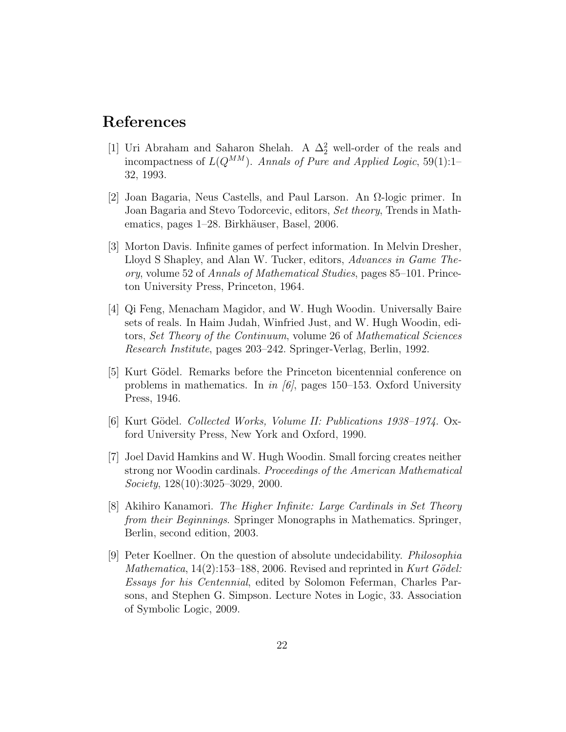## References

[1] Uri Abraham and Saharon Shelah. A $\Delta^2_2$ well-order of the reals and incompactness of $L(Q^{MM})$. *Annals of Pure and Applied Logic*, 59(1):1–32, 1993.

[2] Joan Bagaria, Neus Castells, and Paul Larson. An $\Omega$-logic primer. In Joan Bagaria and Stevo Todorcevic, editors, *Set theory*, Trends in Mathematics, pages 1–28. Birkhäuser, Basel, 2006.

[3] Morton Davis. Infinite games of perfect information. In Melvin Dresher, Lloyd S Shapley, and Alan W. Tucker, editors, *Advances in Game Theory*, volume 52 of *Annals of Mathematical Studies*, pages 85–101. Princeton University Press, Princeton, 1964.

[4] Qi Feng, Menacham Magidor, and W. Hugh Woodin. Universally Baire sets of reals. In Haim Judah, Winfried Just, and W. Hugh Woodin, editors, *Set Theory of the Continuum*, volume 26 of *Mathematical Sciences Research Institute*, pages 203–242. Springer-Verlag, Berlin, 1992.

[5] Kurt Gödel. Remarks before the Princeton bicentennial conference on problems in mathematics. In *in [6]*, pages 150–153. Oxford University Press, 1946.

[6] Kurt Gödel. *Collected Works, Volume II: Publications 1938–1974*. Oxford University Press, New York and Oxford, 1990.

[7] Joel David Hamkins and W. Hugh Woodin. Small forcing creates neither strong nor Woodin cardinals. *Proceedings of the American Mathematical Society*, 128(10):3025–3029, 2000.

[8] Akihiro Kanamori. *The Higher Infinite: Large Cardinals in Set Theory from their Beginnings*. Springer Monographs in Mathematics. Springer, Berlin, second edition, 2003.

[9] Peter Koellner. On the question of absolute undecidability. *Philosophia Mathematica*, 14(2):153–188, 2006. Revised and reprinted in *Kurt Gödel: Essays for his Centennial*, edited by Solomon Feferman, Charles Parsons, and Stephen G. Simpson. Lecture Notes in Logic, 33. Association of Symbolic Logic, 2009.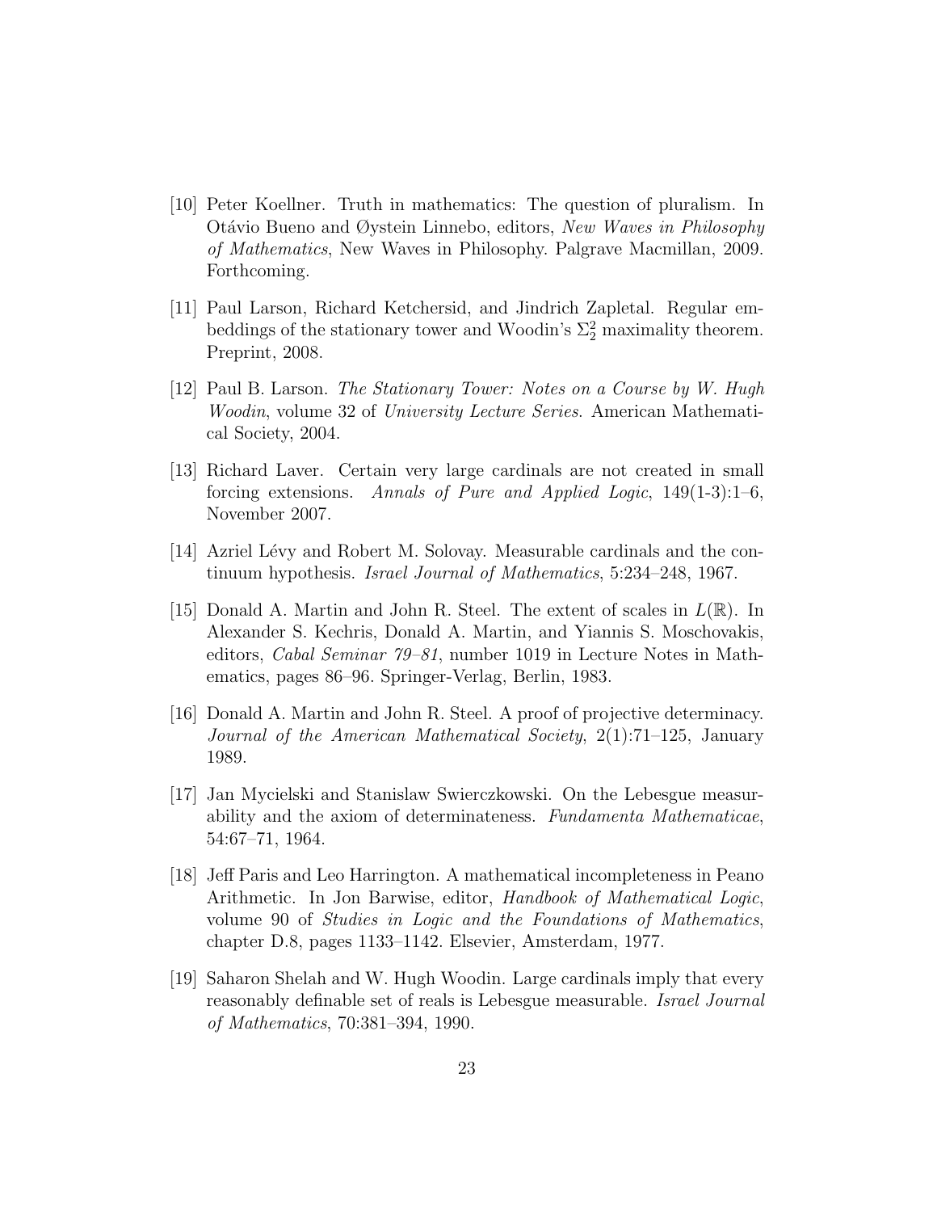[10] Peter Koellner. Truth in mathematics: The question of pluralism. In Otávio Bueno and Øystein Linnebo, editors, *New Waves in Philosophy of Mathematics*, New Waves in Philosophy. Palgrave Macmillan, 2009. Forthcoming.

[11] Paul Larson, Richard Ketchersid, and Jindrich Zapletal. Regular embeddings of the stationary tower and Woodin's $\Sigma^2_2$ maximality theorem. Preprint, 2008.

[12] Paul B. Larson. *The Stationary Tower: Notes on a Course by W. Hugh Woodin*, volume 32 of *University Lecture Series*. American Mathematical Society, 2004.

[13] Richard Laver. Certain very large cardinals are not created in small forcing extensions. *Annals of Pure and Applied Logic*, 149(1-3):1–6, November 2007.

[14] Azriel Lévy and Robert M. Solovay. Measurable cardinals and the continuum hypothesis. *Israel Journal of Mathematics*, 5:234–248, 1967.

[15] Donald A. Martin and John R. Steel. The extent of scales in $L(\mathbb{R})$. In Alexander S. Kechris, Donald A. Martin, and Yiannis S. Moschovakis, editors, *Cabal Seminar 79–81*, number 1019 in Lecture Notes in Mathematics, pages 86–96. Springer-Verlag, Berlin, 1983.

[16] Donald A. Martin and John R. Steel. A proof of projective determinacy. *Journal of the American Mathematical Society*, 2(1):71–125, January 1989.

[17] Jan Mycielski and Stanislaw Swierczkowski. On the Lebesgue measurability and the axiom of determinateness. *Fundamenta Mathematicae*, 54:67–71, 1964.

[18] Jeff Paris and Leo Harrington. A mathematical incompleteness in Peano Arithmetic. In Jon Barwise, editor, *Handbook of Mathematical Logic*, volume 90 of *Studies in Logic and the Foundations of Mathematics*, chapter D.8, pages 1133–1142. Elsevier, Amsterdam, 1977.

[19] Saharon Shelah and W. Hugh Woodin. Large cardinals imply that every reasonably definable set of reals is Lebesgue measurable. *Israel Journal of Mathematics*, 70:381–394, 1990.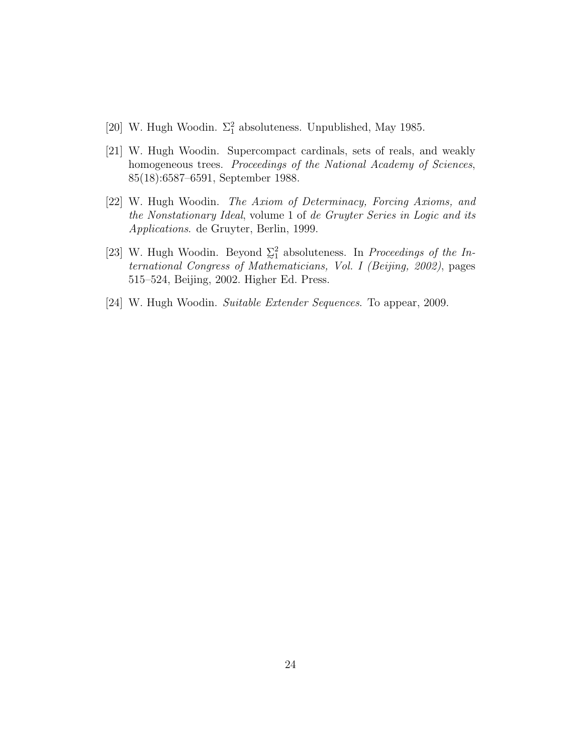[20] W. Hugh Woodin. $\Sigma_1^2$ absoluteness. Unpublished, May 1985.

[21] W. Hugh Woodin. Supercompact cardinals, sets of reals, and weakly homogeneous trees. *Proceedings of the National Academy of Sciences*, 85(18):6587–6591, September 1988.

[22] W. Hugh Woodin. *The Axiom of Determinacy, Forcing Axioms, and the Nonstationary Ideal*, volume 1 of *de Gruyter Series in Logic and its Applications*. de Gruyter, Berlin, 1999.

[23] W. Hugh Woodin. Beyond $\underset{\sim}{\Sigma}_1^2$ absoluteness. In *Proceedings of the International Congress of Mathematicians, Vol. I (Beijing, 2002)*, pages 515–524, Beijing, 2002. Higher Ed. Press.

[24] W. Hugh Woodin. *Suitable Extender Sequences*. To appear, 2009.